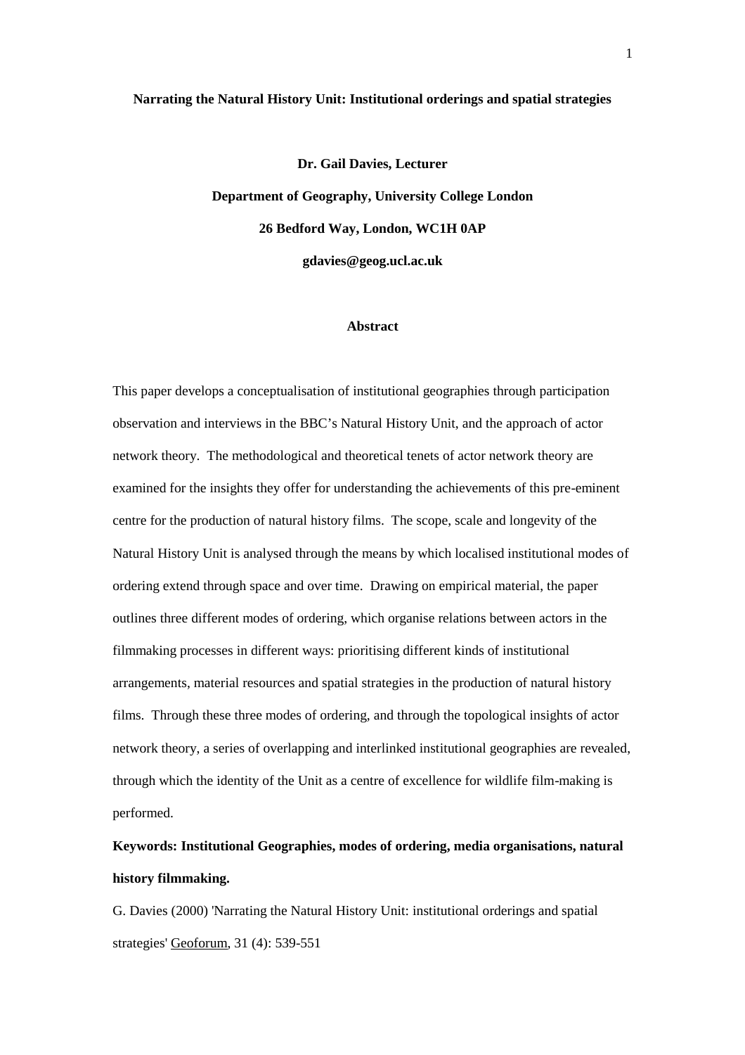# Narrating the Natural History Unit: Institutional orderings and spatial strategies

**Dr. Gail Davies, Lecturer**

**Department of Geography, University College London**

**26 Bedford Way, London, WC1H 0AP**

**gdavies@geog.ucl.ac.uk**

## Abstract

This paper develops a conceptualisation of institutional geographies through participation observation and interviews in the BBC's Natural History Unit, and the approach of actor network theory. The methodological and theoretical tenets of actor network theory are examined for the insights they offer for understanding the achievements of this pre-eminent centre for the production of natural history films. The scope, scale and longevity of the Natural History Unit is analysed through the means by which localised institutional modes of ordering extend through space and over time. Drawing on empirical material, the paper outlines three different modes of ordering, which organise relations between actors in the filmmaking processes in different ways: prioritising different kinds of institutional arrangements, material resources and spatial strategies in the production of natural history films. Through these three modes of ordering, and through the topological insights of actor network theory, a series of overlapping and interlinked institutional geographies are revealed, through which the identity of the Unit as a centre of excellence for wildlife film-making is performed.

**Keywords: Institutional Geographies, modes of ordering, media organisations, natural history filmmaking.**

G. Davies (2000) 'Narrating the Natural History Unit: institutional orderings and spatial strategies' Geoforum, 31 (4): 539-551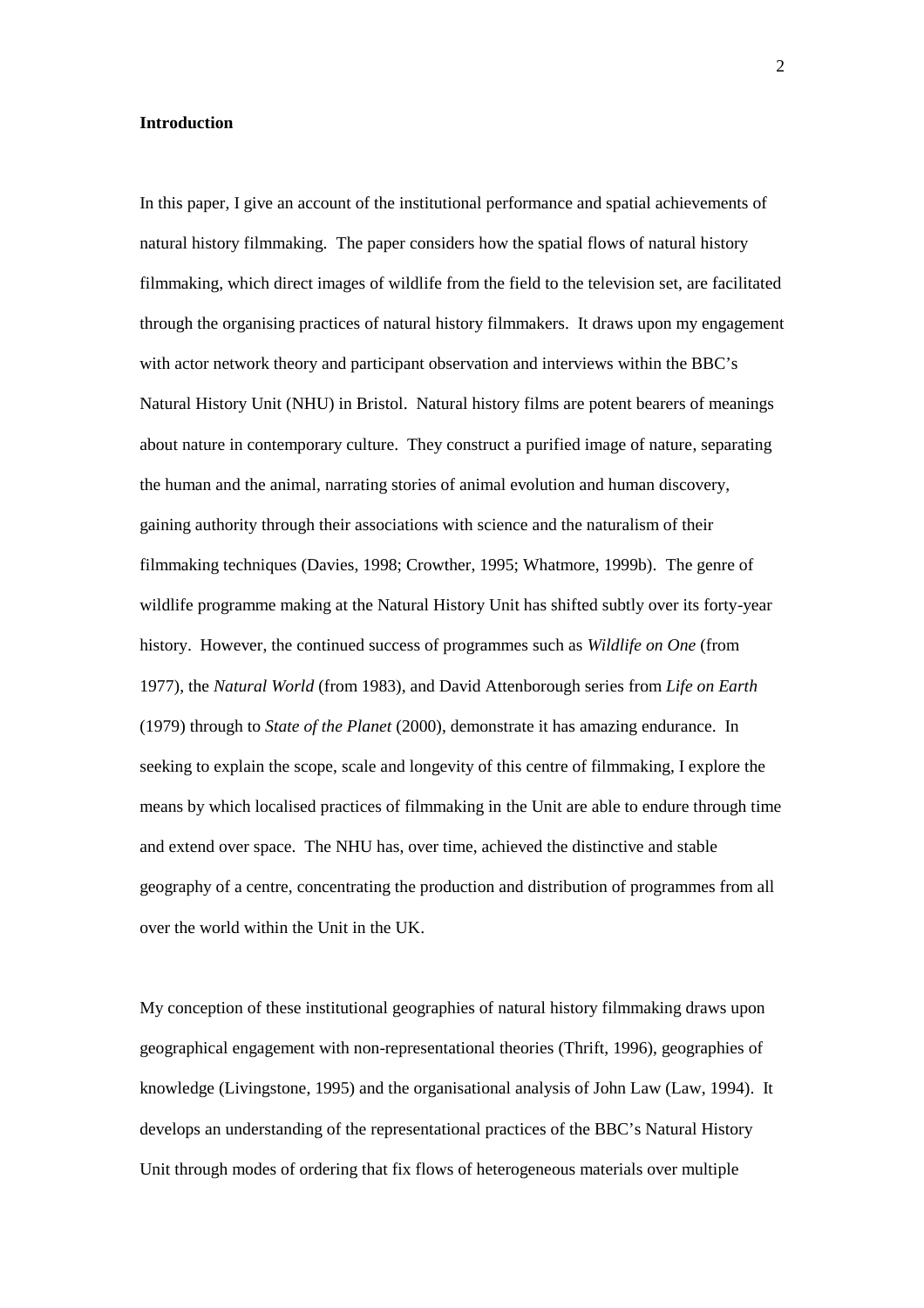**Introduction**

In this paper, I give an account of the institutional performance and spatial achievements of natural history filmmaking. The paper considers how the spatial flows of natural history filmmaking, which direct images of wildlife from the field to the television set, are facilitated through the organising practices of natural history filmmakers. It draws upon my engagement with actor network theory and participant observation and interviews within the BBC's Natural History Unit (NHU) in Bristol. Natural history films are potent bearers of meanings about nature in contemporary culture. They construct a purified image of nature, separating the human and the animal, narrating stories of animal evolution and human discovery, gaining authority through their associations with science and the naturalism of their filmmaking techniques (Davies, 1998; Crowther, 1995; Whatmore, 1999b). The genre of wildlife programme making at the Natural History Unit has shifted subtly over its forty-year history. However, the continued success of programmes such as *Wildlife on One* (from 1977), the *Natural World* (from 1983), and David Attenborough series from *Life on Earth* (1979) through to *State of the Planet* (2000), demonstrate it has amazing endurance. In seeking to explain the scope, scale and longevity of this centre of filmmaking, I explore the means by which localised practices of filmmaking in the Unit are able to endure through time and extend over space. The NHU has, over time, achieved the distinctive and stable geography of a centre, concentrating the production and distribution of programmes from all over the world within the Unit in the UK.

My conception of these institutional geographies of natural history filmmaking draws upon geographical engagement with non-representational theories (Thrift, 1996), geographies of knowledge (Livingstone, 1995) and the organisational analysis of John Law (Law, 1994). It develops an understanding of the representational practices of the BBC's Natural History Unit through modes of ordering that fix flows of heterogeneous materials over multiple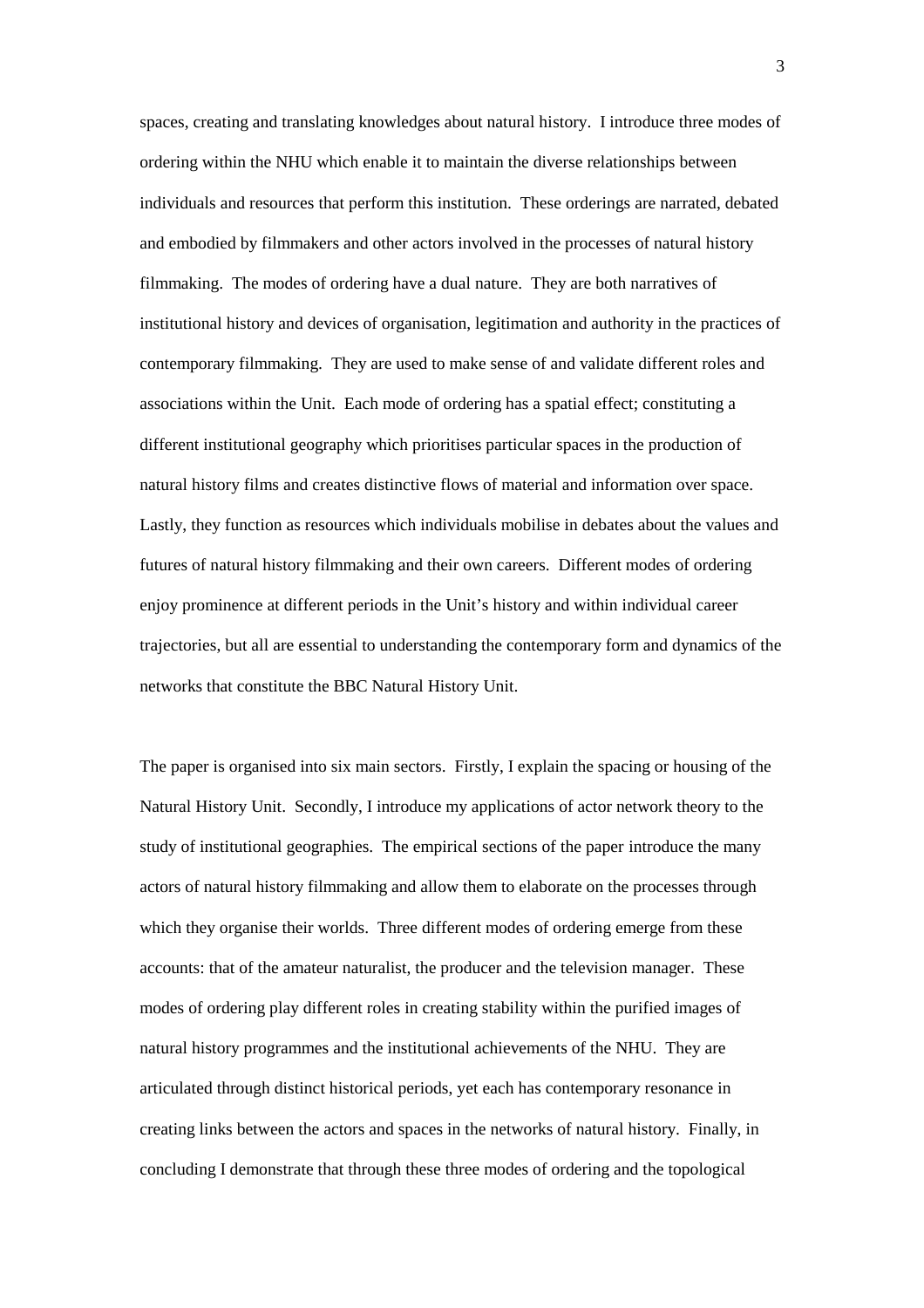spaces, creating and translating knowledges about natural history. I introduce three modes of ordering within the NHU which enable it to maintain the diverse relationships between individuals and resources that perform this institution. These orderings are narrated, debated and embodied by filmmakers and other actors involved in the processes of natural history filmmaking. The modes of ordering have a dual nature. They are both narratives of institutional history and devices of organisation, legitimation and authority in the practices of contemporary filmmaking. They are used to make sense of and validate different roles and associations within the Unit. Each mode of ordering has a spatial effect; constituting a different institutional geography which prioritises particular spaces in the production of natural history films and creates distinctive flows of material and information over space. Lastly, they function as resources which individuals mobilise in debates about the values and futures of natural history filmmaking and their own careers. Different modes of ordering enjoy prominence at different periods in the Unit's history and within individual career trajectories, but all are essential to understanding the contemporary form and dynamics of the networks that constitute the BBC Natural History Unit.

The paper is organised into six main sectors. Firstly, I explain the spacing or housing of the Natural History Unit. Secondly, I introduce my applications of actor network theory to the study of institutional geographies. The empirical sections of the paper introduce the many actors of natural history filmmaking and allow them to elaborate on the processes through which they organise their worlds. Three different modes of ordering emerge from these accounts: that of the amateur naturalist, the producer and the television manager. These modes of ordering play different roles in creating stability within the purified images of natural history programmes and the institutional achievements of the NHU. They are articulated through distinct historical periods, yet each has contemporary resonance in creating links between the actors and spaces in the networks of natural history. Finally, in concluding I demonstrate that through these three modes of ordering and the topological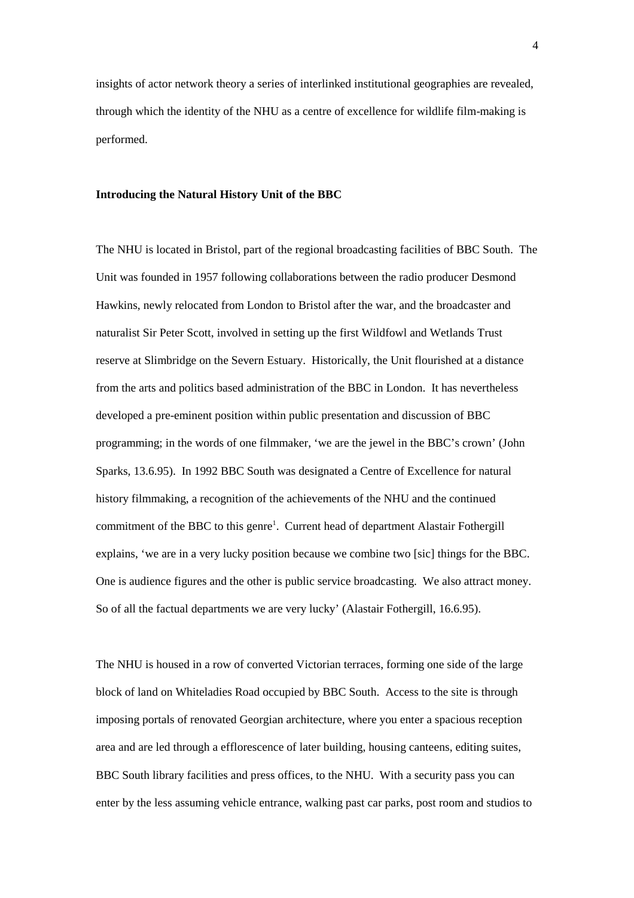insights of actor network theory a series of interlinked institutional geographies are revealed, through which the identity of the NHU as a centre of excellence for wildlife film-making is performed.

**Introducing the Natural History Unit of the BBC**

The NHU is located in Bristol, part of the regional broadcasting facilities of BBC South. The Unit was founded in 1957 following collaborations between the radio producer Desmond Hawkins, newly relocated from London to Bristol after the war, and the broadcaster and naturalist Sir Peter Scott, involved in setting up the first Wildfowl and Wetlands Trust reserve at Slimbridge on the Severn Estuary. Historically, the Unit flourished at a distance from the arts and politics based administration of the BBC in London. It has nevertheless developed a pre-eminent position within public presentation and discussion of BBC programming; in the words of one filmmaker, 'we are the jewel in the BBC's crown' (John Sparks, 13.6.95). In 1992 BBC South was designated a Centre of Excellence for natural history filmmaking, a recognition of the achievements of the NHU and the continued commitment of the BBC to this genre[1]. Current head of department Alastair Fothergill explains, 'we are in a very lucky position because we combine two [sic] things for the BBC. One is audience figures and the other is public service broadcasting. We also attract money. So of all the factual departments we are very lucky' (Alastair Fothergill, 16.6.95).

The NHU is housed in a row of converted Victorian terraces, forming one side of the large block of land on Whiteladies Road occupied by BBC South. Access to the site is through imposing portals of renovated Georgian architecture, where you enter a spacious reception area and are led through a efflorescence of later building, housing canteens, editing suites, BBC South library facilities and press offices, to the NHU. With a security pass you can enter by the less assuming vehicle entrance, walking past car parks, post room and studios to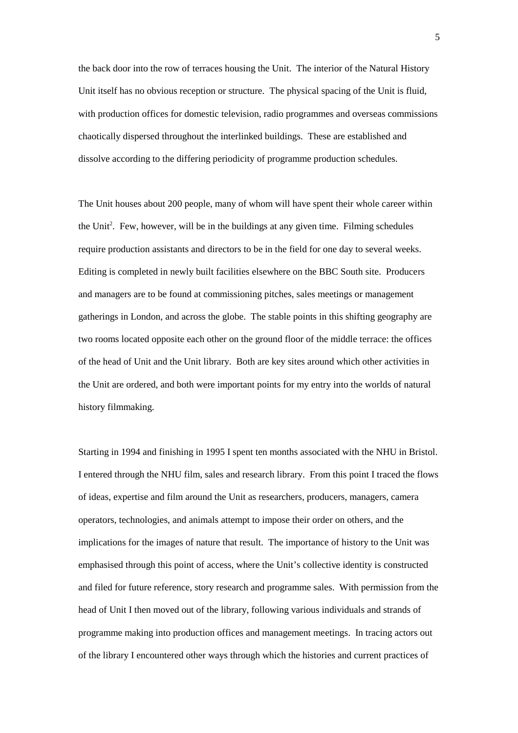the back door into the row of terraces housing the Unit. The interior of the Natural History Unit itself has no obvious reception or structure. The physical spacing of the Unit is fluid, with production offices for domestic television, radio programmes and overseas commissions chaotically dispersed throughout the interlinked buildings. These are established and dissolve according to the differing periodicity of programme production schedules.

The Unit houses about 200 people, many of whom will have spent their whole career within the Unit[2]. Few, however, will be in the buildings at any given time. Filming schedules require production assistants and directors to be in the field for one day to several weeks. Editing is completed in newly built facilities elsewhere on the BBC South site. Producers and managers are to be found at commissioning pitches, sales meetings or management gatherings in London, and across the globe. The stable points in this shifting geography are two rooms located opposite each other on the ground floor of the middle terrace: the offices of the head of Unit and the Unit library. Both are key sites around which other activities in the Unit are ordered, and both were important points for my entry into the worlds of natural history filmmaking.

Starting in 1994 and finishing in 1995 I spent ten months associated with the NHU in Bristol. I entered through the NHU film, sales and research library. From this point I traced the flows of ideas, expertise and film around the Unit as researchers, producers, managers, camera operators, technologies, and animals attempt to impose their order on others, and the implications for the images of nature that result. The importance of history to the Unit was emphasised through this point of access, where the Unit's collective identity is constructed and filed for future reference, story research and programme sales. With permission from the head of Unit I then moved out of the library, following various individuals and strands of programme making into production offices and management meetings. In tracing actors out of the library I encountered other ways through which the histories and current practices of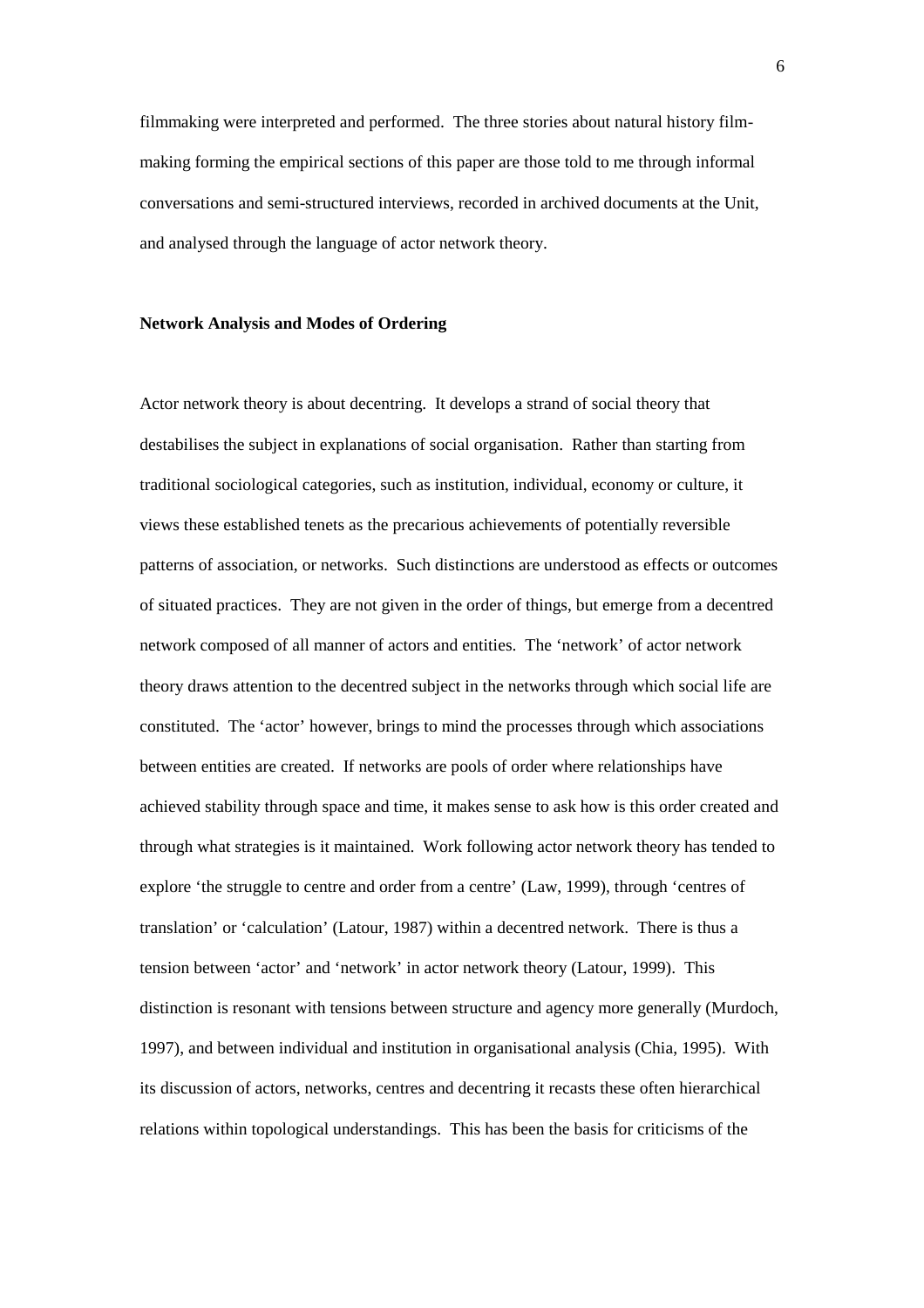filmmaking were interpreted and performed. The three stories about natural history film-making forming the empirical sections of this paper are those told to me through informal conversations and semi-structured interviews, recorded in archived documents at the Unit, and analysed through the language of actor network theory.

### Network Analysis and Modes of Ordering

Actor network theory is about decentring. It develops a strand of social theory that destabilises the subject in explanations of social organisation. Rather than starting from traditional sociological categories, such as institution, individual, economy or culture, it views these established tenets as the precarious achievements of potentially reversible patterns of association, or networks. Such distinctions are understood as effects or outcomes of situated practices. They are not given in the order of things, but emerge from a decentred network composed of all manner of actors and entities. The 'network' of actor network theory draws attention to the decentred subject in the networks through which social life are constituted. The 'actor' however, brings to mind the processes through which associations between entities are created. If networks are pools of order where relationships have achieved stability through space and time, it makes sense to ask how is this order created and through what strategies is it maintained. Work following actor network theory has tended to explore 'the struggle to centre and order from a centre' (Law, 1999), through 'centres of translation' or 'calculation' (Latour, 1987) within a decentred network. There is thus a tension between 'actor' and 'network' in actor network theory (Latour, 1999). This distinction is resonant with tensions between structure and agency more generally (Murdoch, 1997), and between individual and institution in organisational analysis (Chia, 1995). With its discussion of actors, networks, centres and decentring it recasts these often hierarchical relations within topological understandings. This has been the basis for criticisms of the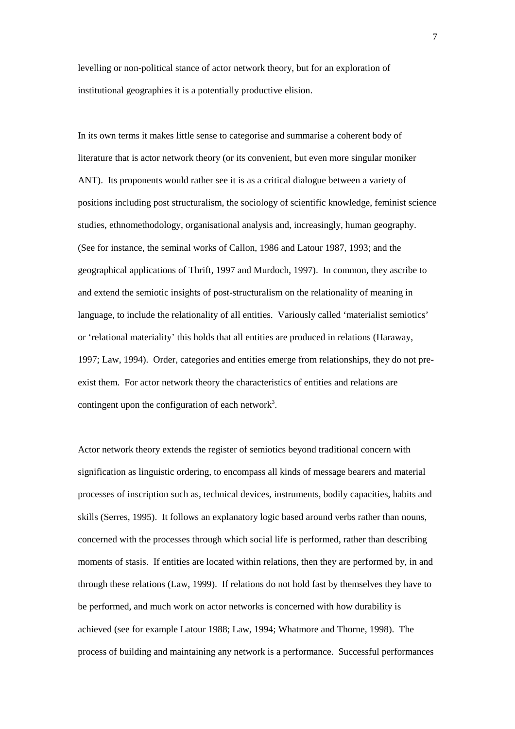levelling or non-political stance of actor network theory, but for an exploration of institutional geographies it is a potentially productive elision.

In its own terms it makes little sense to categorise and summarise a coherent body of literature that is actor network theory (or its convenient, but even more singular moniker ANT). Its proponents would rather see it is as a critical dialogue between a variety of positions including post structuralism, the sociology of scientific knowledge, feminist science studies, ethnomethodology, organisational analysis and, increasingly, human geography. (See for instance, the seminal works of Callon, 1986 and Latour 1987, 1993; and the geographical applications of Thrift, 1997 and Murdoch, 1997). In common, they ascribe to and extend the semiotic insights of post-structuralism on the relationality of meaning in language, to include the relationality of all entities. Variously called 'materialist semiotics' or 'relational materiality' this holds that all entities are produced in relations (Haraway, 1997; Law, 1994). Order, categories and entities emerge from relationships, they do not pre-exist them. For actor network theory the characteristics of entities and relations are contingent upon the configuration of each network[3].

Actor network theory extends the register of semiotics beyond traditional concern with signification as linguistic ordering, to encompass all kinds of message bearers and material processes of inscription such as, technical devices, instruments, bodily capacities, habits and skills (Serres, 1995). It follows an explanatory logic based around verbs rather than nouns, concerned with the processes through which social life is performed, rather than describing moments of stasis. If entities are located within relations, then they are performed by, in and through these relations (Law, 1999). If relations do not hold fast by themselves they have to be performed, and much work on actor networks is concerned with how durability is achieved (see for example Latour 1988; Law, 1994; Whatmore and Thorne, 1998). The process of building and maintaining any network is a performance. Successful performances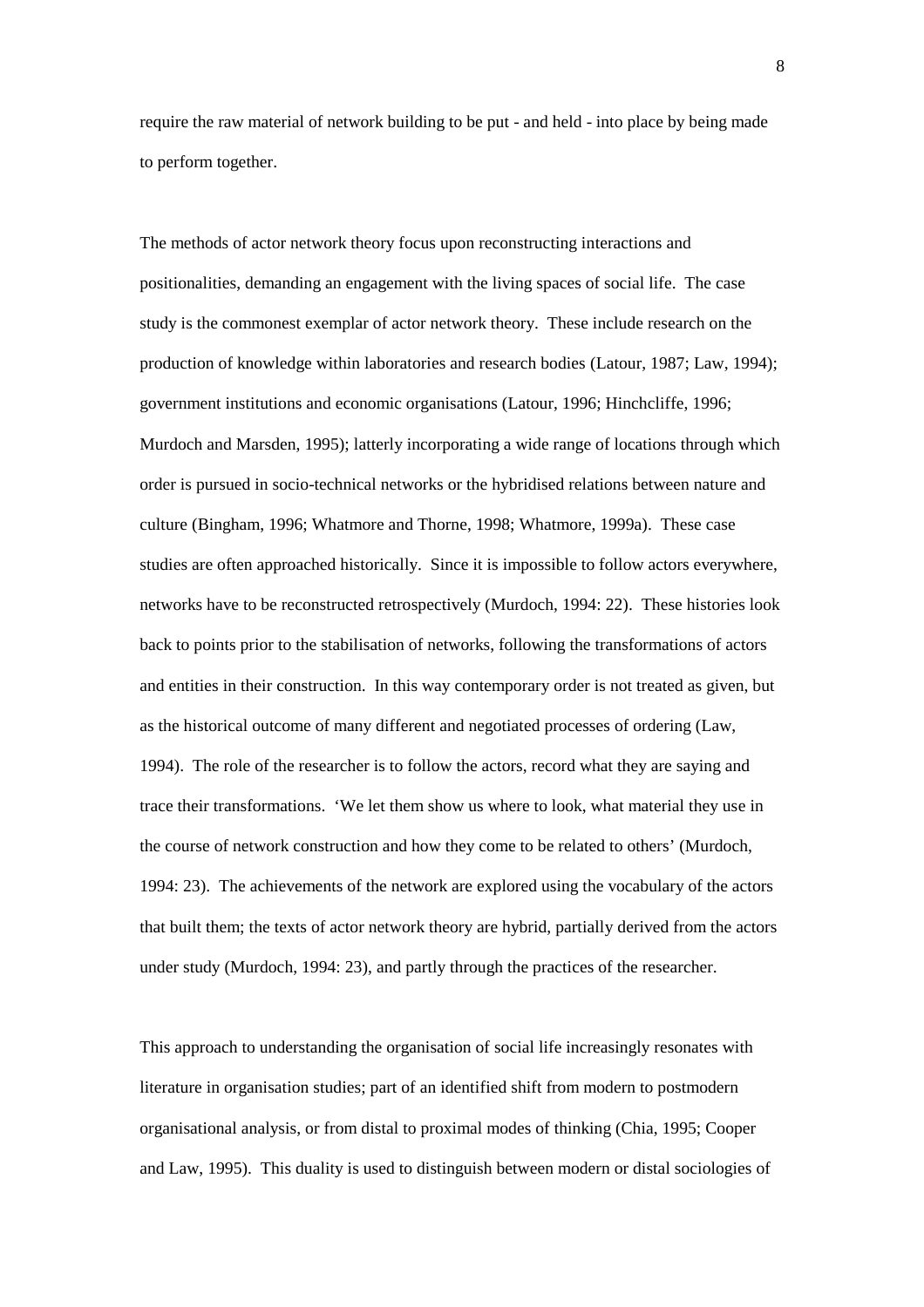require the raw material of network building to be put - and held - into place by being made to perform together.

The methods of actor network theory focus upon reconstructing interactions and positionalities, demanding an engagement with the living spaces of social life. The case study is the commonest exemplar of actor network theory. These include research on the production of knowledge within laboratories and research bodies (Latour, 1987; Law, 1994); government institutions and economic organisations (Latour, 1996; Hinchcliffe, 1996; Murdoch and Marsden, 1995); latterly incorporating a wide range of locations through which order is pursued in socio-technical networks or the hybridised relations between nature and culture (Bingham, 1996; Whatmore and Thorne, 1998; Whatmore, 1999a). These case studies are often approached historically. Since it is impossible to follow actors everywhere, networks have to be reconstructed retrospectively (Murdoch, 1994: 22). These histories look back to points prior to the stabilisation of networks, following the transformations of actors and entities in their construction. In this way contemporary order is not treated as given, but as the historical outcome of many different and negotiated processes of ordering (Law, 1994). The role of the researcher is to follow the actors, record what they are saying and trace their transformations. 'We let them show us where to look, what material they use in the course of network construction and how they come to be related to others' (Murdoch, 1994: 23). The achievements of the network are explored using the vocabulary of the actors that built them; the texts of actor network theory are hybrid, partially derived from the actors under study (Murdoch, 1994: 23), and partly through the practices of the researcher.

This approach to understanding the organisation of social life increasingly resonates with literature in organisation studies; part of an identified shift from modern to postmodern organisational analysis, or from distal to proximal modes of thinking (Chia, 1995; Cooper and Law, 1995). This duality is used to distinguish between modern or distal sociologies of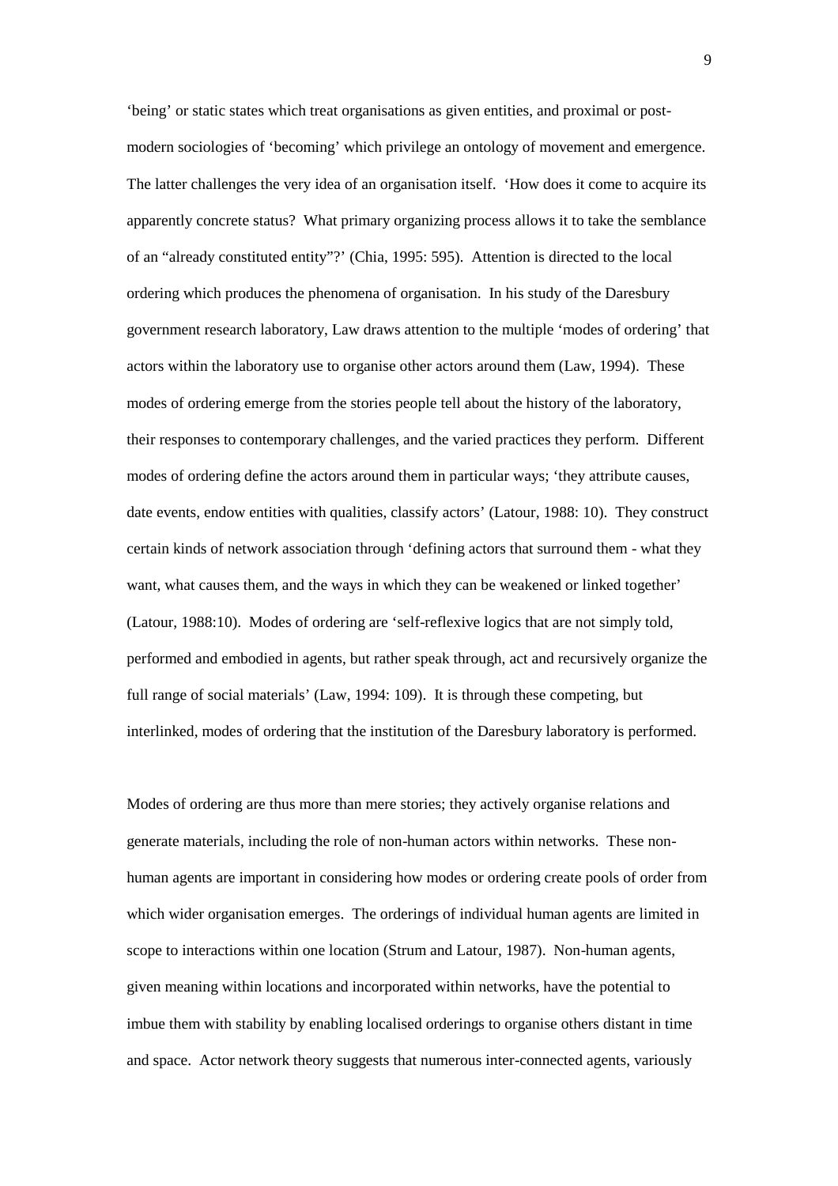'being' or static states which treat organisations as given entities, and proximal or post-modern sociologies of 'becoming' which privilege an ontology of movement and emergence. The latter challenges the very idea of an organisation itself. 'How does it come to acquire its apparently concrete status? What primary organizing process allows it to take the semblance of an "already constituted entity"?' (Chia, 1995: 595). Attention is directed to the local ordering which produces the phenomena of organisation. In his study of the Daresbury government research laboratory, Law draws attention to the multiple 'modes of ordering' that actors within the laboratory use to organise other actors around them (Law, 1994). These modes of ordering emerge from the stories people tell about the history of the laboratory, their responses to contemporary challenges, and the varied practices they perform. Different modes of ordering define the actors around them in particular ways; 'they attribute causes, date events, endow entities with qualities, classify actors' (Latour, 1988: 10). They construct certain kinds of network association through 'defining actors that surround them - what they want, what causes them, and the ways in which they can be weakened or linked together' (Latour, 1988:10). Modes of ordering are 'self-reflexive logics that are not simply told, performed and embodied in agents, but rather speak through, act and recursively organize the full range of social materials' (Law, 1994: 109). It is through these competing, but interlinked, modes of ordering that the institution of the Daresbury laboratory is performed.

Modes of ordering are thus more than mere stories; they actively organise relations and generate materials, including the role of non-human actors within networks. These non-human agents are important in considering how modes or ordering create pools of order from which wider organisation emerges. The orderings of individual human agents are limited in scope to interactions within one location (Strum and Latour, 1987). Non-human agents, given meaning within locations and incorporated within networks, have the potential to imbue them with stability by enabling localised orderings to organise others distant in time and space. Actor network theory suggests that numerous inter-connected agents, variously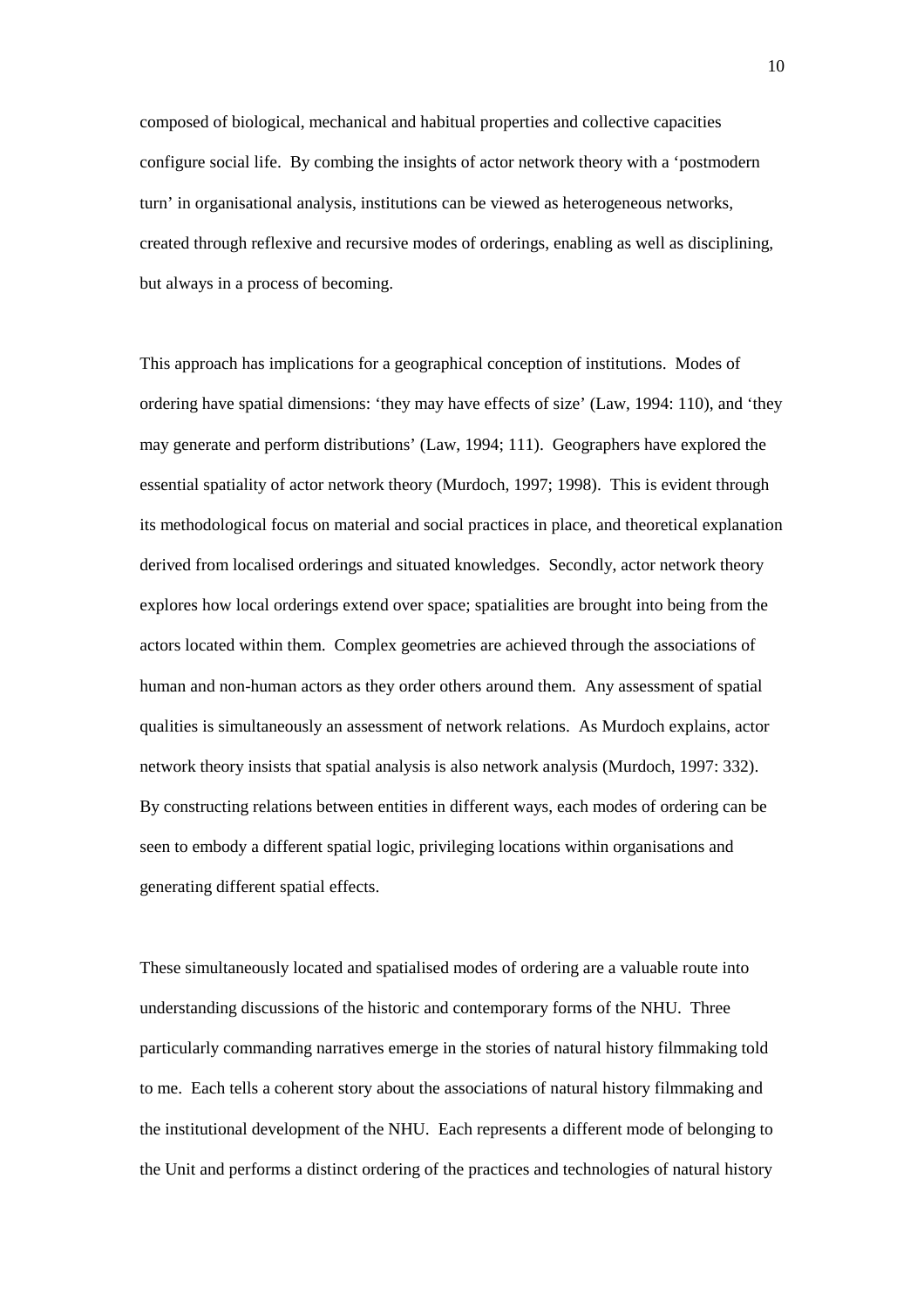composed of biological, mechanical and habitual properties and collective capacities configure social life. By combing the insights of actor network theory with a 'postmodern turn' in organisational analysis, institutions can be viewed as heterogeneous networks, created through reflexive and recursive modes of orderings, enabling as well as disciplining, but always in a process of becoming.

This approach has implications for a geographical conception of institutions. Modes of ordering have spatial dimensions: 'they may have effects of size' (Law, 1994: 110), and 'they may generate and perform distributions' (Law, 1994; 111). Geographers have explored the essential spatiality of actor network theory (Murdoch, 1997; 1998). This is evident through its methodological focus on material and social practices in place, and theoretical explanation derived from localised orderings and situated knowledges. Secondly, actor network theory explores how local orderings extend over space; spatialities are brought into being from the actors located within them. Complex geometries are achieved through the associations of human and non-human actors as they order others around them. Any assessment of spatial qualities is simultaneously an assessment of network relations. As Murdoch explains, actor network theory insists that spatial analysis is also network analysis (Murdoch, 1997: 332). By constructing relations between entities in different ways, each modes of ordering can be seen to embody a different spatial logic, privileging locations within organisations and generating different spatial effects.

These simultaneously located and spatialised modes of ordering are a valuable route into understanding discussions of the historic and contemporary forms of the NHU. Three particularly commanding narratives emerge in the stories of natural history filmmaking told to me. Each tells a coherent story about the associations of natural history filmmaking and the institutional development of the NHU. Each represents a different mode of belonging to the Unit and performs a distinct ordering of the practices and technologies of natural history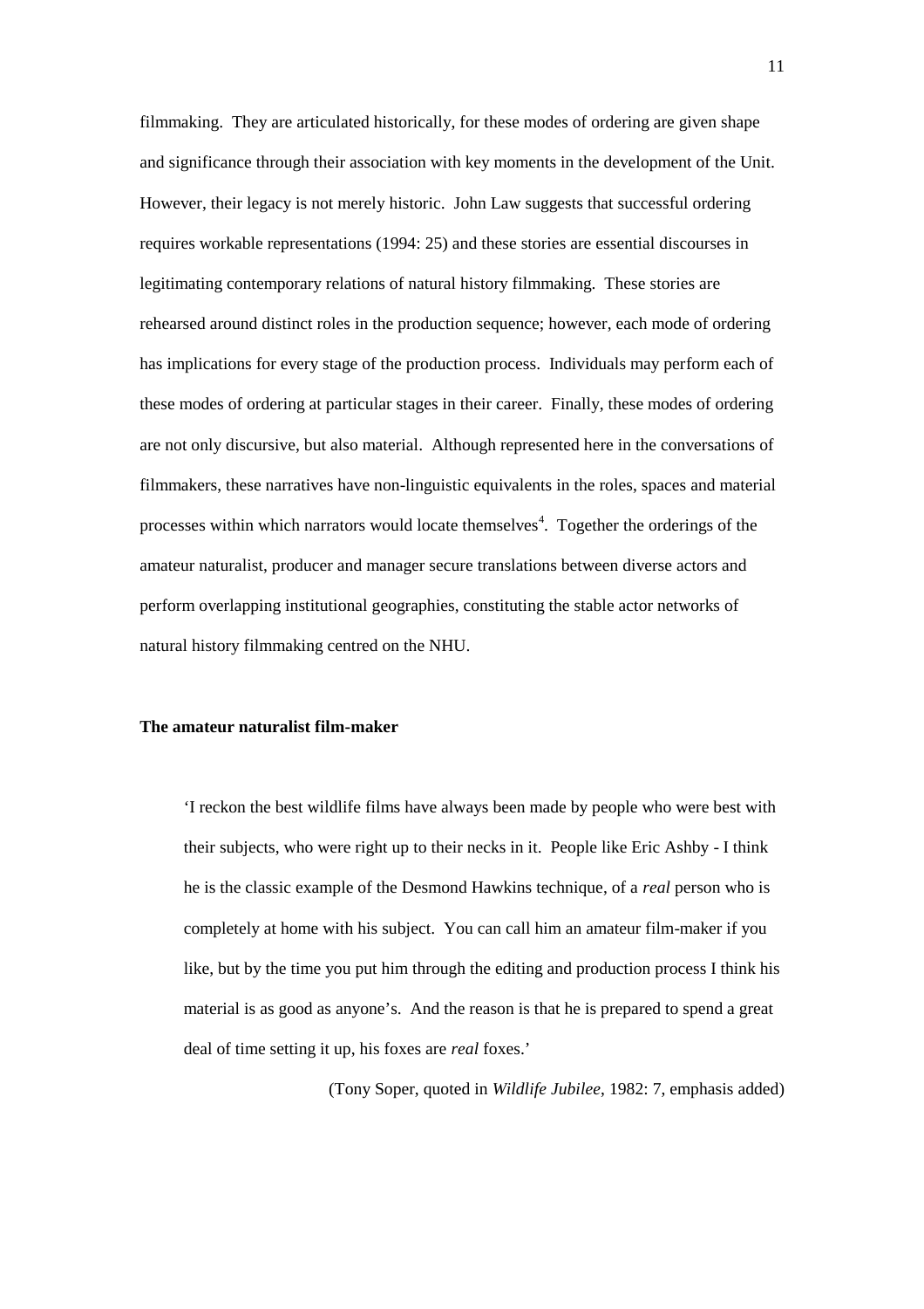filmmaking. They are articulated historically, for these modes of ordering are given shape and significance through their association with key moments in the development of the Unit. However, their legacy is not merely historic. John Law suggests that successful ordering requires workable representations (1994: 25) and these stories are essential discourses in legitimating contemporary relations of natural history filmmaking. These stories are rehearsed around distinct roles in the production sequence; however, each mode of ordering has implications for every stage of the production process. Individuals may perform each of these modes of ordering at particular stages in their career. Finally, these modes of ordering are not only discursive, but also material. Although represented here in the conversations of filmmakers, these narratives have non-linguistic equivalents in the roles, spaces and material processes within which narrators would locate themselves[4]. Together the orderings of the amateur naturalist, producer and manager secure translations between diverse actors and perform overlapping institutional geographies, constituting the stable actor networks of natural history filmmaking centred on the NHU.

**The amateur naturalist film-maker**

> 'I reckon the best wildlife films have always been made by people who were best with their subjects, who were right up to their necks in it. People like Eric Ashby - I think he is the classic example of the Desmond Hawkins technique, of a *real* person who is completely at home with his subject. You can call him an amateur film-maker if you like, but by the time you put him through the editing and production process I think his material is as good as anyone's. And the reason is that he is prepared to spend a great deal of time setting it up, his foxes are *real* foxes.'
>
> (Tony Soper, quoted in *Wildlife Jubilee*, 1982: 7, emphasis added)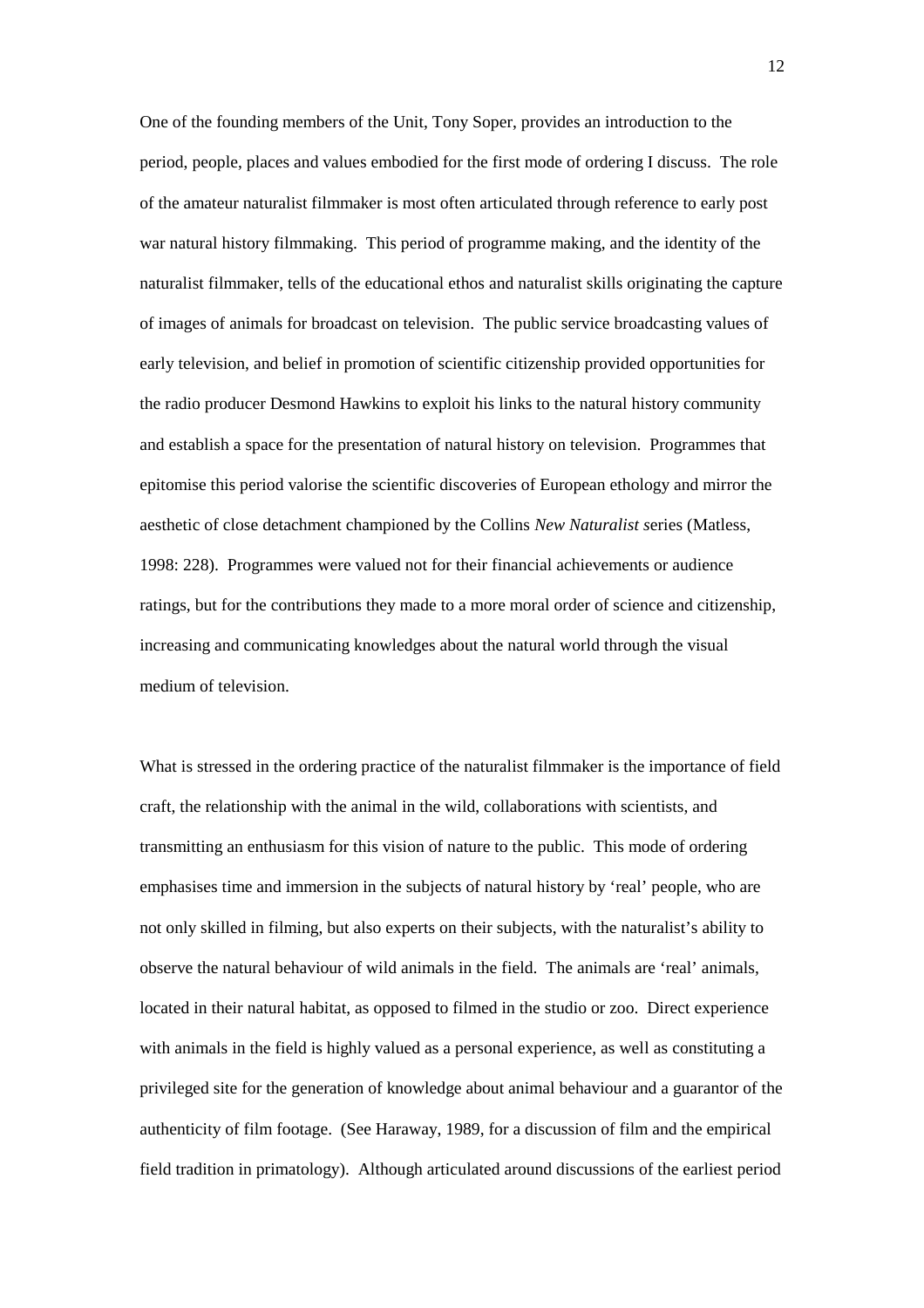One of the founding members of the Unit, Tony Soper, provides an introduction to the period, people, places and values embodied for the first mode of ordering I discuss. The role of the amateur naturalist filmmaker is most often articulated through reference to early post war natural history filmmaking. This period of programme making, and the identity of the naturalist filmmaker, tells of the educational ethos and naturalist skills originating the capture of images of animals for broadcast on television. The public service broadcasting values of early television, and belief in promotion of scientific citizenship provided opportunities for the radio producer Desmond Hawkins to exploit his links to the natural history community and establish a space for the presentation of natural history on television. Programmes that epitomise this period valorise the scientific discoveries of European ethology and mirror the aesthetic of close detachment championed by the Collins *New Naturalist s*eries (Matless, 1998: 228). Programmes were valued not for their financial achievements or audience ratings, but for the contributions they made to a more moral order of science and citizenship, increasing and communicating knowledges about the natural world through the visual medium of television.

What is stressed in the ordering practice of the naturalist filmmaker is the importance of field craft, the relationship with the animal in the wild, collaborations with scientists, and transmitting an enthusiasm for this vision of nature to the public. This mode of ordering emphasises time and immersion in the subjects of natural history by 'real' people, who are not only skilled in filming, but also experts on their subjects, with the naturalist's ability to observe the natural behaviour of wild animals in the field. The animals are 'real' animals, located in their natural habitat, as opposed to filmed in the studio or zoo. Direct experience with animals in the field is highly valued as a personal experience, as well as constituting a privileged site for the generation of knowledge about animal behaviour and a guarantor of the authenticity of film footage. (See Haraway, 1989, for a discussion of film and the empirical field tradition in primatology). Although articulated around discussions of the earliest period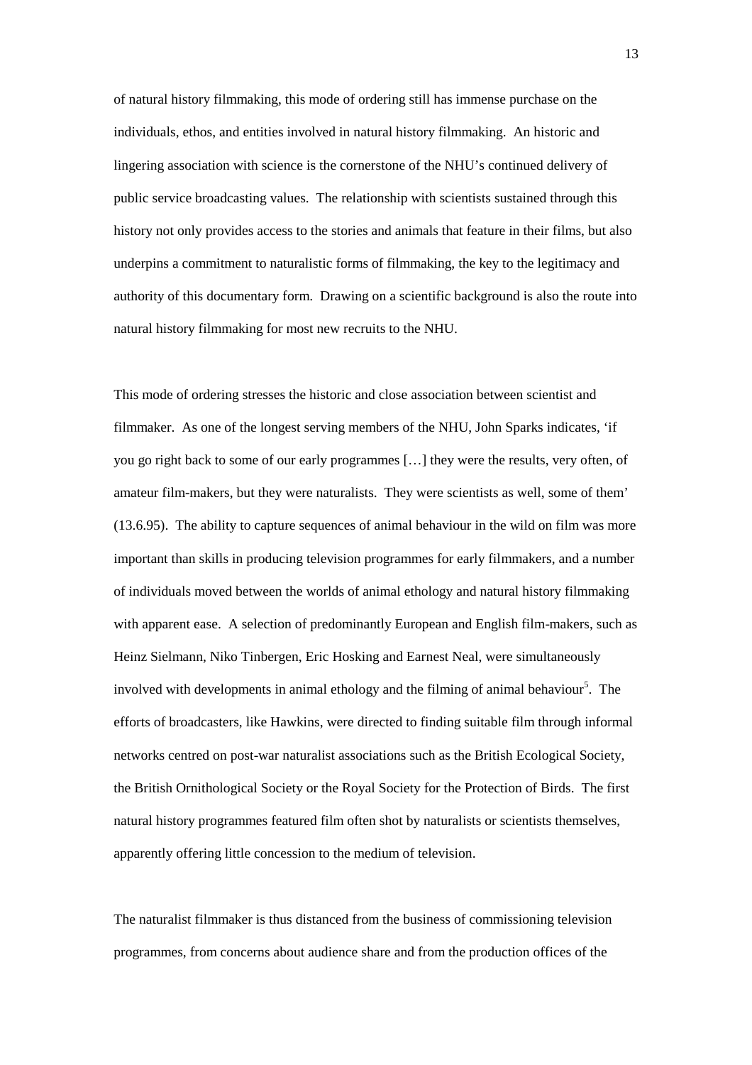of natural history filmmaking, this mode of ordering still has immense purchase on the individuals, ethos, and entities involved in natural history filmmaking. An historic and lingering association with science is the cornerstone of the NHU's continued delivery of public service broadcasting values. The relationship with scientists sustained through this history not only provides access to the stories and animals that feature in their films, but also underpins a commitment to naturalistic forms of filmmaking, the key to the legitimacy and authority of this documentary form. Drawing on a scientific background is also the route into natural history filmmaking for most new recruits to the NHU.

This mode of ordering stresses the historic and close association between scientist and filmmaker. As one of the longest serving members of the NHU, John Sparks indicates, 'if you go right back to some of our early programmes […] they were the results, very often, of amateur film-makers, but they were naturalists. They were scientists as well, some of them' (13.6.95). The ability to capture sequences of animal behaviour in the wild on film was more important than skills in producing television programmes for early filmmakers, and a number of individuals moved between the worlds of animal ethology and natural history filmmaking with apparent ease. A selection of predominantly European and English film-makers, such as Heinz Sielmann, Niko Tinbergen, Eric Hosking and Earnest Neal, were simultaneously involved with developments in animal ethology and the filming of animal behaviour[5]. The efforts of broadcasters, like Hawkins, were directed to finding suitable film through informal networks centred on post-war naturalist associations such as the British Ecological Society, the British Ornithological Society or the Royal Society for the Protection of Birds. The first natural history programmes featured film often shot by naturalists or scientists themselves, apparently offering little concession to the medium of television.

The naturalist filmmaker is thus distanced from the business of commissioning television programmes, from concerns about audience share and from the production offices of the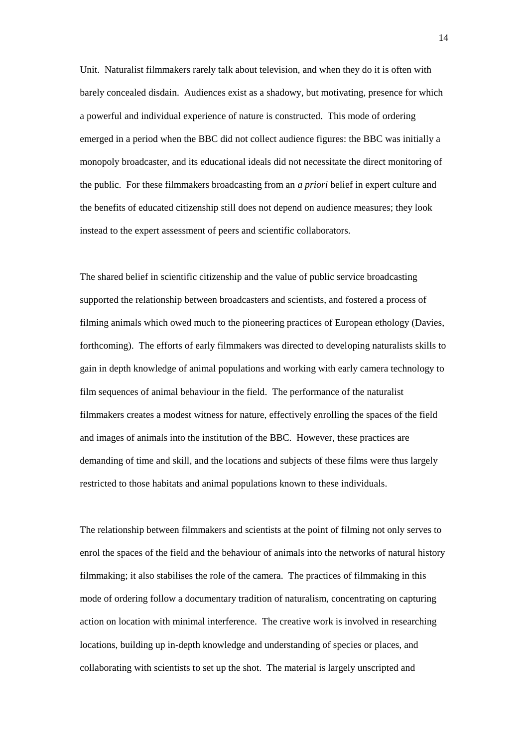Unit. Naturalist filmmakers rarely talk about television, and when they do it is often with barely concealed disdain. Audiences exist as a shadowy, but motivating, presence for which a powerful and individual experience of nature is constructed. This mode of ordering emerged in a period when the BBC did not collect audience figures: the BBC was initially a monopoly broadcaster, and its educational ideals did not necessitate the direct monitoring of the public. For these filmmakers broadcasting from an *a priori* belief in expert culture and the benefits of educated citizenship still does not depend on audience measures; they look instead to the expert assessment of peers and scientific collaborators.

The shared belief in scientific citizenship and the value of public service broadcasting supported the relationship between broadcasters and scientists, and fostered a process of filming animals which owed much to the pioneering practices of European ethology (Davies, forthcoming). The efforts of early filmmakers was directed to developing naturalists skills to gain in depth knowledge of animal populations and working with early camera technology to film sequences of animal behaviour in the field. The performance of the naturalist filmmakers creates a modest witness for nature, effectively enrolling the spaces of the field and images of animals into the institution of the BBC. However, these practices are demanding of time and skill, and the locations and subjects of these films were thus largely restricted to those habitats and animal populations known to these individuals.

The relationship between filmmakers and scientists at the point of filming not only serves to enrol the spaces of the field and the behaviour of animals into the networks of natural history filmmaking; it also stabilises the role of the camera. The practices of filmmaking in this mode of ordering follow a documentary tradition of naturalism, concentrating on capturing action on location with minimal interference. The creative work is involved in researching locations, building up in-depth knowledge and understanding of species or places, and collaborating with scientists to set up the shot. The material is largely unscripted and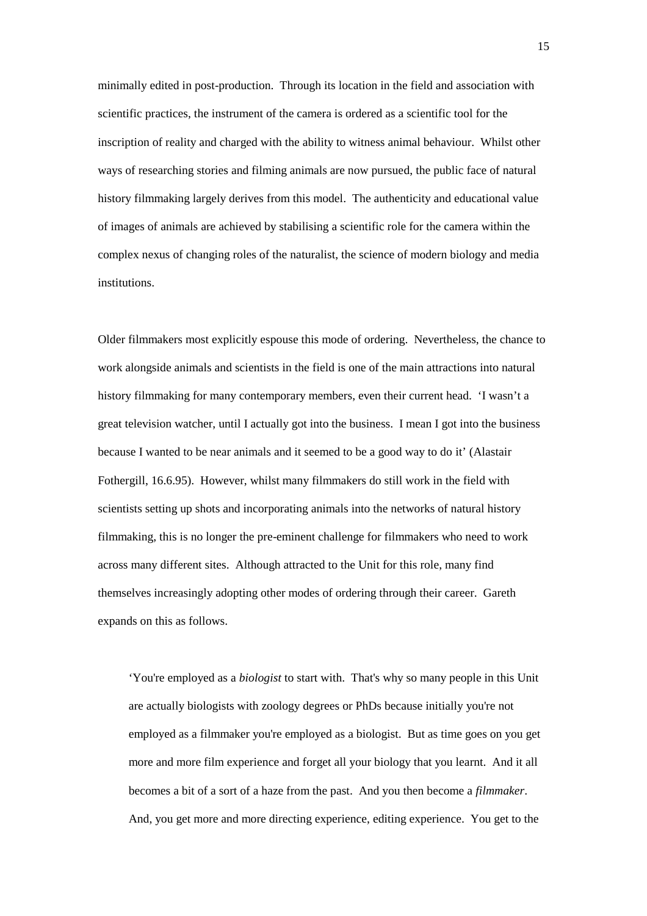minimally edited in post-production. Through its location in the field and association with scientific practices, the instrument of the camera is ordered as a scientific tool for the inscription of reality and charged with the ability to witness animal behaviour. Whilst other ways of researching stories and filming animals are now pursued, the public face of natural history filmmaking largely derives from this model. The authenticity and educational value of images of animals are achieved by stabilising a scientific role for the camera within the complex nexus of changing roles of the naturalist, the science of modern biology and media institutions.

Older filmmakers most explicitly espouse this mode of ordering. Nevertheless, the chance to work alongside animals and scientists in the field is one of the main attractions into natural history filmmaking for many contemporary members, even their current head. 'I wasn't a great television watcher, until I actually got into the business. I mean I got into the business because I wanted to be near animals and it seemed to be a good way to do it' (Alastair Fothergill, 16.6.95). However, whilst many filmmakers do still work in the field with scientists setting up shots and incorporating animals into the networks of natural history filmmaking, this is no longer the pre-eminent challenge for filmmakers who need to work across many different sites. Although attracted to the Unit for this role, many find themselves increasingly adopting other modes of ordering through their career. Gareth expands on this as follows.

> 'You're employed as a *biologist* to start with. That's why so many people in this Unit are actually biologists with zoology degrees or PhDs because initially you're not employed as a filmmaker you're employed as a biologist. But as time goes on you get more and more film experience and forget all your biology that you learnt. And it all becomes a bit of a sort of a haze from the past. And you then become a *filmmaker*. And, you get more and more directing experience, editing experience. You get to the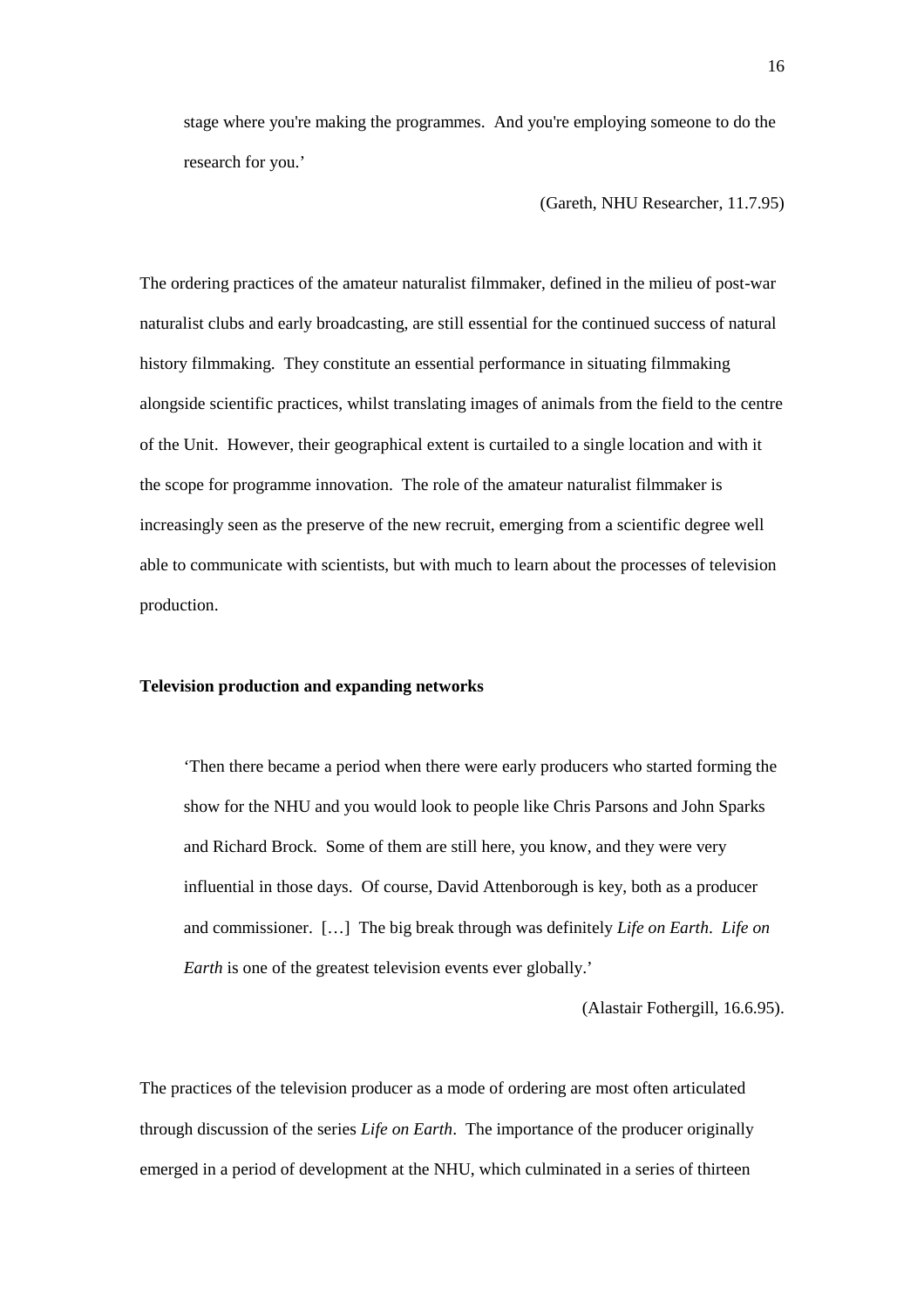> stage where you're making the programmes. And you're employing someone to do the research for you.'
>
> (Gareth, NHU Researcher, 11.7.95)

The ordering practices of the amateur naturalist filmmaker, defined in the milieu of post-war naturalist clubs and early broadcasting, are still essential for the continued success of natural history filmmaking. They constitute an essential performance in situating filmmaking alongside scientific practices, whilst translating images of animals from the field to the centre of the Unit. However, their geographical extent is curtailed to a single location and with it the scope for programme innovation. The role of the amateur naturalist filmmaker is increasingly seen as the preserve of the new recruit, emerging from a scientific degree well able to communicate with scientists, but with much to learn about the processes of television production.

**Television production and expanding networks**

> 'Then there became a period when there were early producers who started forming the show for the NHU and you would look to people like Chris Parsons and John Sparks and Richard Brock. Some of them are still here, you know, and they were very influential in those days. Of course, David Attenborough is key, both as a producer and commissioner. […] The big break through was definitely *Life on Earth*. *Life on Earth* is one of the greatest television events ever globally.'
>
> (Alastair Fothergill, 16.6.95).

The practices of the television producer as a mode of ordering are most often articulated through discussion of the series *Life on Earth*. The importance of the producer originally emerged in a period of development at the NHU, which culminated in a series of thirteen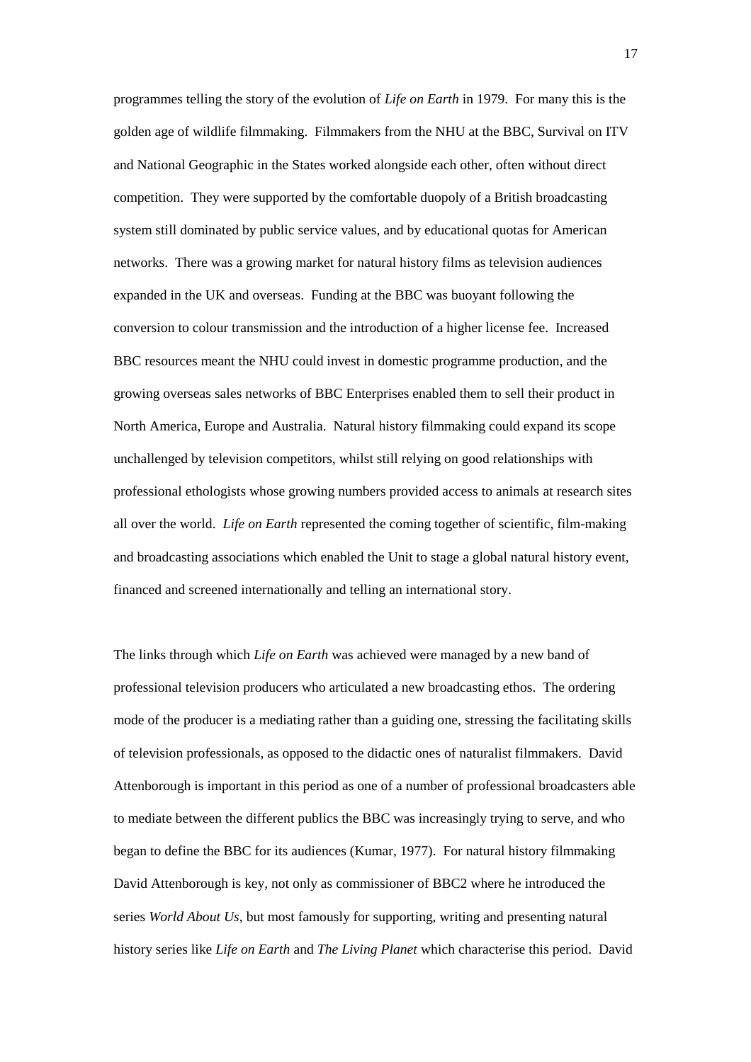programmes telling the story of the evolution of *Life on Earth* in 1979. For many this is the golden age of wildlife filmmaking. Filmmakers from the NHU at the BBC, Survival on ITV and National Geographic in the States worked alongside each other, often without direct competition. They were supported by the comfortable duopoly of a British broadcasting system still dominated by public service values, and by educational quotas for American networks. There was a growing market for natural history films as television audiences expanded in the UK and overseas. Funding at the BBC was buoyant following the conversion to colour transmission and the introduction of a higher license fee. Increased BBC resources meant the NHU could invest in domestic programme production, and the growing overseas sales networks of BBC Enterprises enabled them to sell their product in North America, Europe and Australia. Natural history filmmaking could expand its scope unchallenged by television competitors, whilst still relying on good relationships with professional ethologists whose growing numbers provided access to animals at research sites all over the world. *Life on Earth* represented the coming together of scientific, film-making and broadcasting associations which enabled the Unit to stage a global natural history event, financed and screened internationally and telling an international story.

The links through which *Life on Earth* was achieved were managed by a new band of professional television producers who articulated a new broadcasting ethos. The ordering mode of the producer is a mediating rather than a guiding one, stressing the facilitating skills of television professionals, as opposed to the didactic ones of naturalist filmmakers. David Attenborough is important in this period as one of a number of professional broadcasters able to mediate between the different publics the BBC was increasingly trying to serve, and who began to define the BBC for its audiences (Kumar, 1977). For natural history filmmaking David Attenborough is key, not only as commissioner of BBC2 where he introduced the series *World About Us*, but most famously for supporting, writing and presenting natural history series like *Life on Earth* and *The Living Planet* which characterise this period. David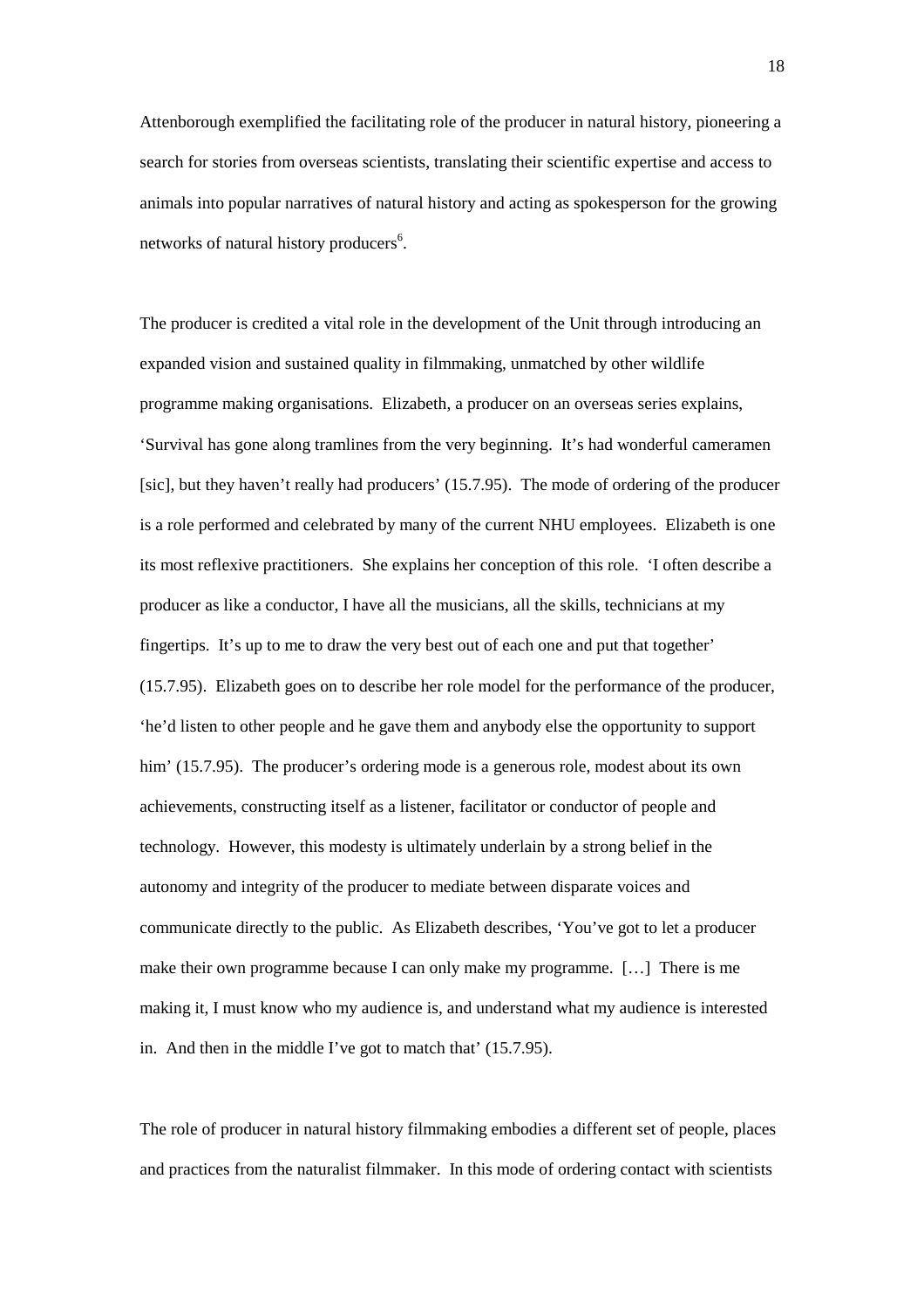Attenborough exemplified the facilitating role of the producer in natural history, pioneering a search for stories from overseas scientists, translating their scientific expertise and access to animals into popular narratives of natural history and acting as spokesperson for the growing networks of natural history producers[6].

The producer is credited a vital role in the development of the Unit through introducing an expanded vision and sustained quality in filmmaking, unmatched by other wildlife programme making organisations. Elizabeth, a producer on an overseas series explains, 'Survival has gone along tramlines from the very beginning. It's had wonderful cameramen [sic], but they haven't really had producers' (15.7.95). The mode of ordering of the producer is a role performed and celebrated by many of the current NHU employees. Elizabeth is one its most reflexive practitioners. She explains her conception of this role. 'I often describe a producer as like a conductor, I have all the musicians, all the skills, technicians at my fingertips. It's up to me to draw the very best out of each one and put that together' (15.7.95). Elizabeth goes on to describe her role model for the performance of the producer, 'he'd listen to other people and he gave them and anybody else the opportunity to support him' (15.7.95). The producer's ordering mode is a generous role, modest about its own achievements, constructing itself as a listener, facilitator or conductor of people and technology. However, this modesty is ultimately underlain by a strong belief in the autonomy and integrity of the producer to mediate between disparate voices and communicate directly to the public. As Elizabeth describes, 'You've got to let a producer make their own programme because I can only make my programme. […] There is me making it, I must know who my audience is, and understand what my audience is interested in. And then in the middle I've got to match that' (15.7.95).

The role of producer in natural history filmmaking embodies a different set of people, places and practices from the naturalist filmmaker. In this mode of ordering contact with scientists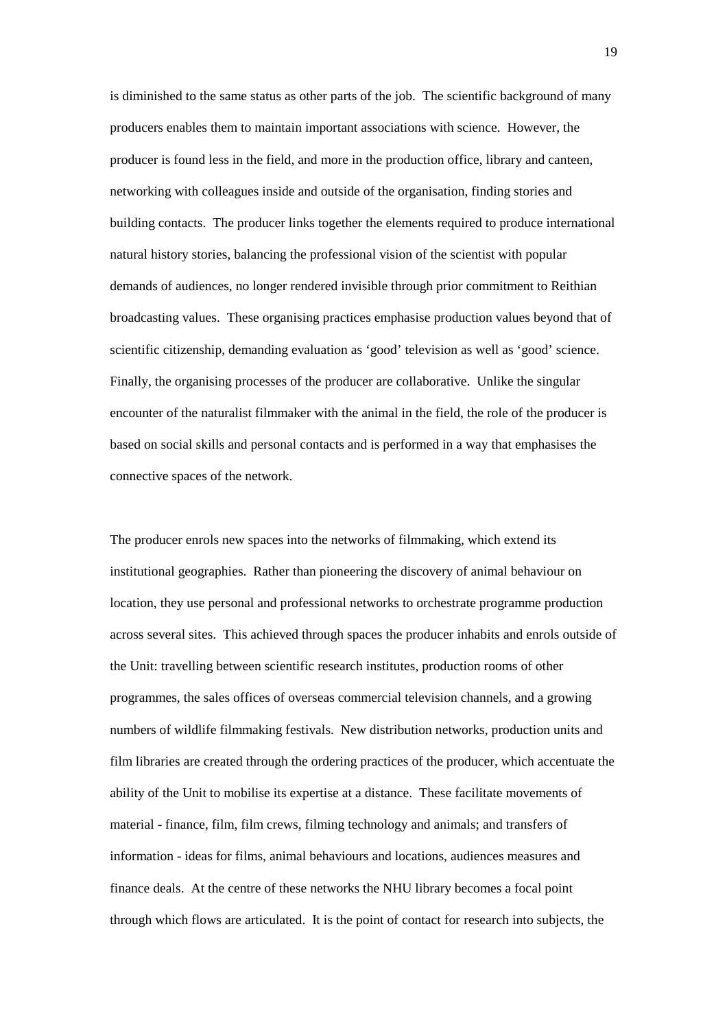is diminished to the same status as other parts of the job. The scientific background of many producers enables them to maintain important associations with science. However, the producer is found less in the field, and more in the production office, library and canteen, networking with colleagues inside and outside of the organisation, finding stories and building contacts. The producer links together the elements required to produce international natural history stories, balancing the professional vision of the scientist with popular demands of audiences, no longer rendered invisible through prior commitment to Reithian broadcasting values. These organising practices emphasise production values beyond that of scientific citizenship, demanding evaluation as 'good' television as well as 'good' science. Finally, the organising processes of the producer are collaborative. Unlike the singular encounter of the naturalist filmmaker with the animal in the field, the role of the producer is based on social skills and personal contacts and is performed in a way that emphasises the connective spaces of the network.

The producer enrols new spaces into the networks of filmmaking, which extend its institutional geographies. Rather than pioneering the discovery of animal behaviour on location, they use personal and professional networks to orchestrate programme production across several sites. This achieved through spaces the producer inhabits and enrols outside of the Unit: travelling between scientific research institutes, production rooms of other programmes, the sales offices of overseas commercial television channels, and a growing numbers of wildlife filmmaking festivals. New distribution networks, production units and film libraries are created through the ordering practices of the producer, which accentuate the ability of the Unit to mobilise its expertise at a distance. These facilitate movements of material - finance, film, film crews, filming technology and animals; and transfers of information - ideas for films, animal behaviours and locations, audiences measures and finance deals. At the centre of these networks the NHU library becomes a focal point through which flows are articulated. It is the point of contact for research into subjects, the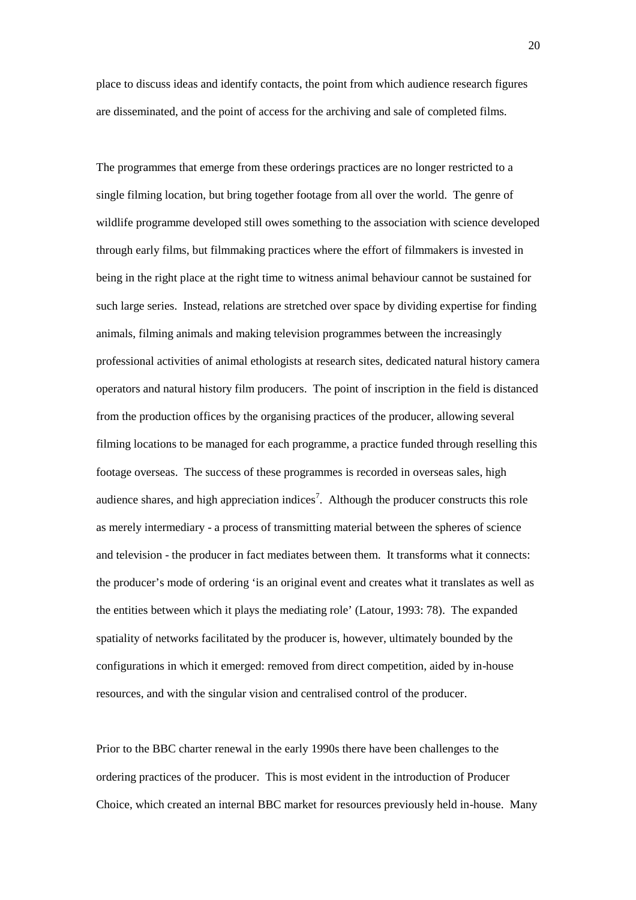place to discuss ideas and identify contacts, the point from which audience research figures are disseminated, and the point of access for the archiving and sale of completed films.

The programmes that emerge from these orderings practices are no longer restricted to a single filming location, but bring together footage from all over the world. The genre of wildlife programme developed still owes something to the association with science developed through early films, but filmmaking practices where the effort of filmmakers is invested in being in the right place at the right time to witness animal behaviour cannot be sustained for such large series. Instead, relations are stretched over space by dividing expertise for finding animals, filming animals and making television programmes between the increasingly professional activities of animal ethologists at research sites, dedicated natural history camera operators and natural history film producers. The point of inscription in the field is distanced from the production offices by the organising practices of the producer, allowing several filming locations to be managed for each programme, a practice funded through reselling this footage overseas. The success of these programmes is recorded in overseas sales, high audience shares, and high appreciation indices[7]. Although the producer constructs this role as merely intermediary - a process of transmitting material between the spheres of science and television - the producer in fact mediates between them. It transforms what it connects: the producer's mode of ordering 'is an original event and creates what it translates as well as the entities between which it plays the mediating role' (Latour, 1993: 78). The expanded spatiality of networks facilitated by the producer is, however, ultimately bounded by the configurations in which it emerged: removed from direct competition, aided by in-house resources, and with the singular vision and centralised control of the producer.

Prior to the BBC charter renewal in the early 1990s there have been challenges to the ordering practices of the producer. This is most evident in the introduction of Producer Choice, which created an internal BBC market for resources previously held in-house. Many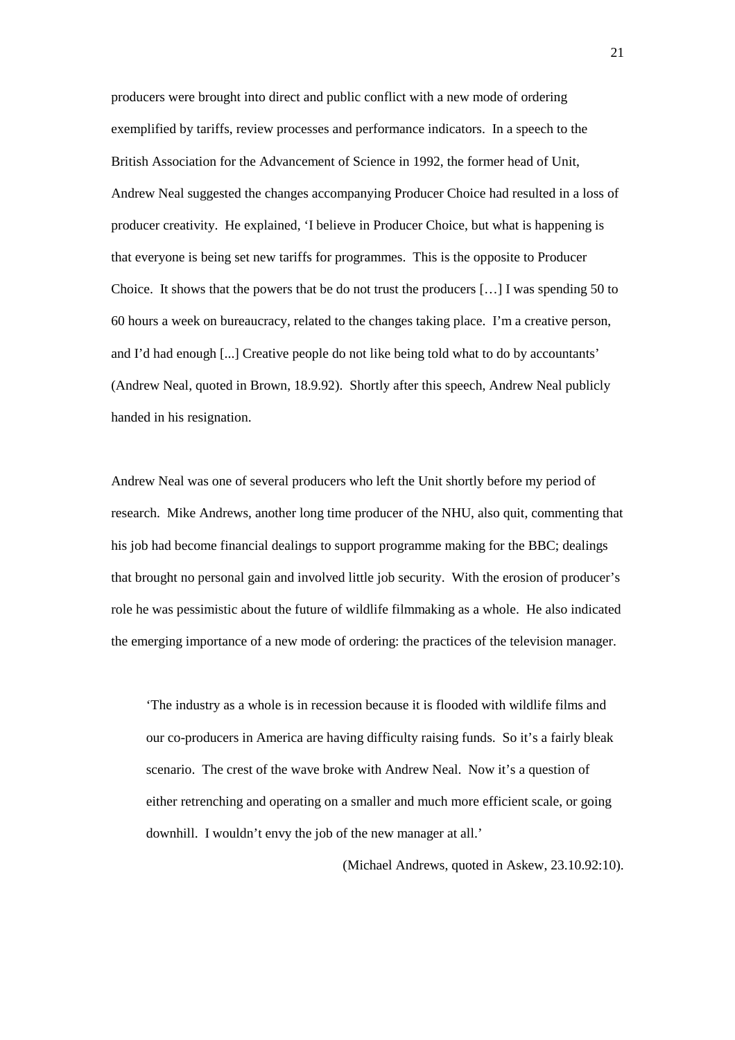producers were brought into direct and public conflict with a new mode of ordering exemplified by tariffs, review processes and performance indicators. In a speech to the British Association for the Advancement of Science in 1992, the former head of Unit, Andrew Neal suggested the changes accompanying Producer Choice had resulted in a loss of producer creativity. He explained, 'I believe in Producer Choice, but what is happening is that everyone is being set new tariffs for programmes. This is the opposite to Producer Choice. It shows that the powers that be do not trust the producers […] I was spending 50 to 60 hours a week on bureaucracy, related to the changes taking place. I'm a creative person, and I'd had enough [...] Creative people do not like being told what to do by accountants' (Andrew Neal, quoted in Brown, 18.9.92). Shortly after this speech, Andrew Neal publicly handed in his resignation.

Andrew Neal was one of several producers who left the Unit shortly before my period of research. Mike Andrews, another long time producer of the NHU, also quit, commenting that his job had become financial dealings to support programme making for the BBC; dealings that brought no personal gain and involved little job security. With the erosion of producer's role he was pessimistic about the future of wildlife filmmaking as a whole. He also indicated the emerging importance of a new mode of ordering: the practices of the television manager.

> 'The industry as a whole is in recession because it is flooded with wildlife films and our co-producers in America are having difficulty raising funds. So it's a fairly bleak scenario. The crest of the wave broke with Andrew Neal. Now it's a question of either retrenching and operating on a smaller and much more efficient scale, or going downhill. I wouldn't envy the job of the new manager at all.'
>
> (Michael Andrews, quoted in Askew, 23.10.92:10).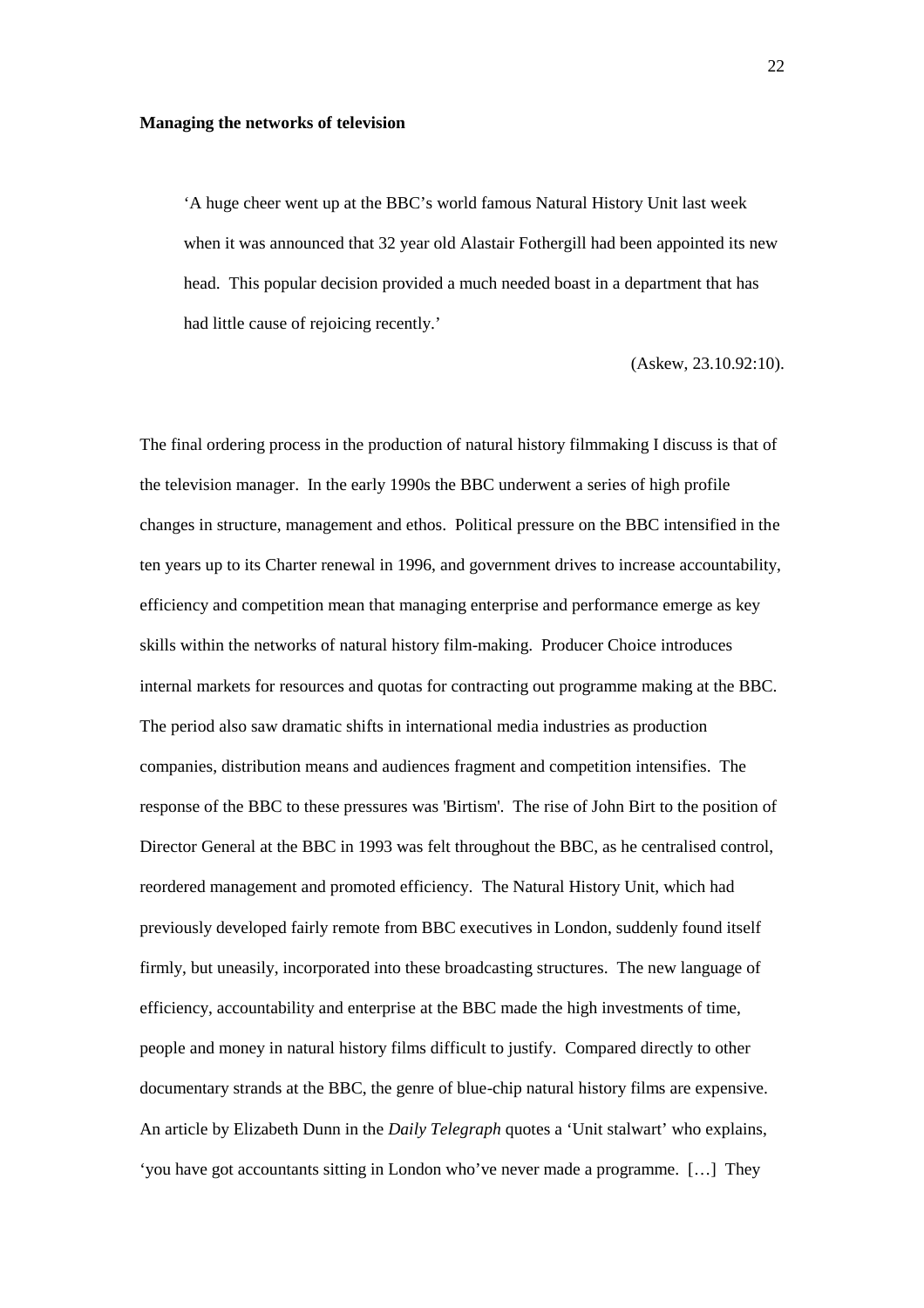**Managing the networks of television**

> 'A huge cheer went up at the BBC's world famous Natural History Unit last week when it was announced that 32 year old Alastair Fothergill had been appointed its new head. This popular decision provided a much needed boast in a department that has had little cause of rejoicing recently.'
>
> (Askew, 23.10.92:10).

The final ordering process in the production of natural history filmmaking I discuss is that of the television manager. In the early 1990s the BBC underwent a series of high profile changes in structure, management and ethos. Political pressure on the BBC intensified in the ten years up to its Charter renewal in 1996, and government drives to increase accountability, efficiency and competition mean that managing enterprise and performance emerge as key skills within the networks of natural history film-making. Producer Choice introduces internal markets for resources and quotas for contracting out programme making at the BBC. The period also saw dramatic shifts in international media industries as production companies, distribution means and audiences fragment and competition intensifies. The response of the BBC to these pressures was 'Birtism'. The rise of John Birt to the position of Director General at the BBC in 1993 was felt throughout the BBC, as he centralised control, reordered management and promoted efficiency. The Natural History Unit, which had previously developed fairly remote from BBC executives in London, suddenly found itself firmly, but uneasily, incorporated into these broadcasting structures. The new language of efficiency, accountability and enterprise at the BBC made the high investments of time, people and money in natural history films difficult to justify. Compared directly to other documentary strands at the BBC, the genre of blue-chip natural history films are expensive. An article by Elizabeth Dunn in the *Daily Telegraph* quotes a 'Unit stalwart' who explains, 'you have got accountants sitting in London who've never made a programme. […] They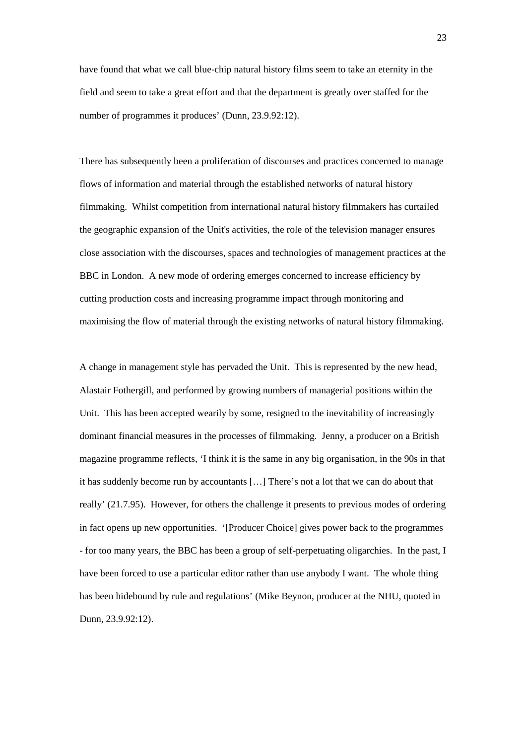have found that what we call blue-chip natural history films seem to take an eternity in the field and seem to take a great effort and that the department is greatly over staffed for the number of programmes it produces' (Dunn, 23.9.92:12).

There has subsequently been a proliferation of discourses and practices concerned to manage flows of information and material through the established networks of natural history filmmaking. Whilst competition from international natural history filmmakers has curtailed the geographic expansion of the Unit's activities, the role of the television manager ensures close association with the discourses, spaces and technologies of management practices at the BBC in London. A new mode of ordering emerges concerned to increase efficiency by cutting production costs and increasing programme impact through monitoring and maximising the flow of material through the existing networks of natural history filmmaking.

A change in management style has pervaded the Unit. This is represented by the new head, Alastair Fothergill, and performed by growing numbers of managerial positions within the Unit. This has been accepted wearily by some, resigned to the inevitability of increasingly dominant financial measures in the processes of filmmaking. Jenny, a producer on a British magazine programme reflects, 'I think it is the same in any big organisation, in the 90s in that it has suddenly become run by accountants […] There's not a lot that we can do about that really' (21.7.95). However, for others the challenge it presents to previous modes of ordering in fact opens up new opportunities. '[Producer Choice] gives power back to the programmes - for too many years, the BBC has been a group of self-perpetuating oligarchies. In the past, I have been forced to use a particular editor rather than use anybody I want. The whole thing has been hidebound by rule and regulations' (Mike Beynon, producer at the NHU, quoted in Dunn, 23.9.92:12).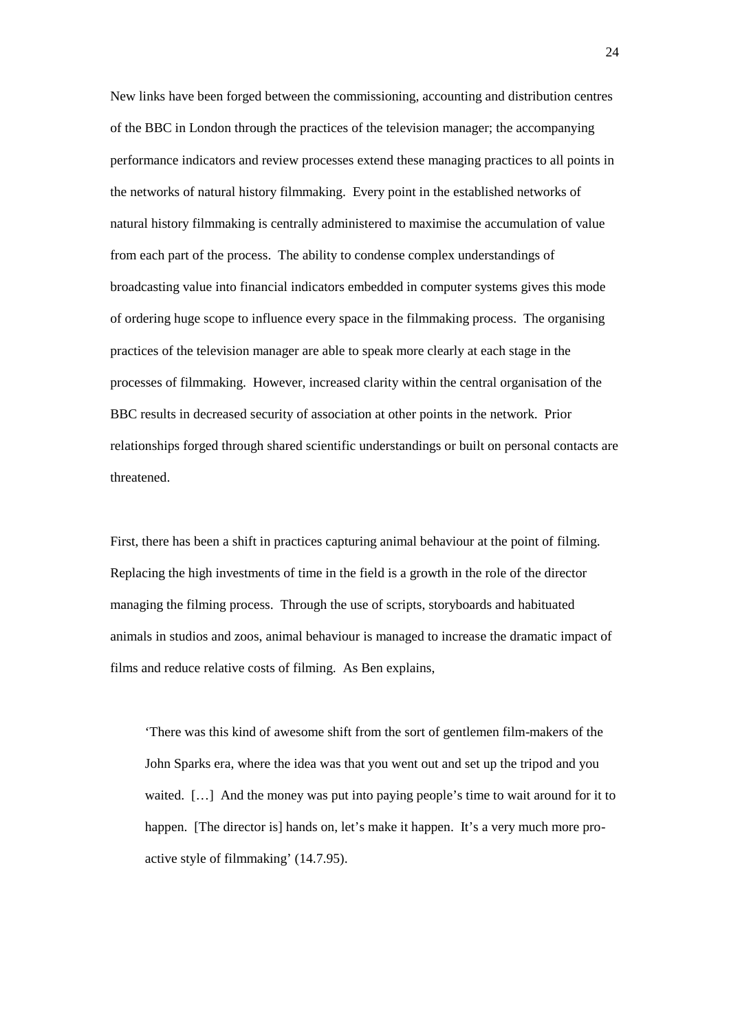New links have been forged between the commissioning, accounting and distribution centres of the BBC in London through the practices of the television manager; the accompanying performance indicators and review processes extend these managing practices to all points in the networks of natural history filmmaking. Every point in the established networks of natural history filmmaking is centrally administered to maximise the accumulation of value from each part of the process. The ability to condense complex understandings of broadcasting value into financial indicators embedded in computer systems gives this mode of ordering huge scope to influence every space in the filmmaking process. The organising practices of the television manager are able to speak more clearly at each stage in the processes of filmmaking. However, increased clarity within the central organisation of the BBC results in decreased security of association at other points in the network. Prior relationships forged through shared scientific understandings or built on personal contacts are threatened.

First, there has been a shift in practices capturing animal behaviour at the point of filming. Replacing the high investments of time in the field is a growth in the role of the director managing the filming process. Through the use of scripts, storyboards and habituated animals in studios and zoos, animal behaviour is managed to increase the dramatic impact of films and reduce relative costs of filming. As Ben explains,

> 'There was this kind of awesome shift from the sort of gentlemen film-makers of the John Sparks era, where the idea was that you went out and set up the tripod and you waited. […] And the money was put into paying people's time to wait around for it to happen. [The director is] hands on, let's make it happen. It's a very much more pro-active style of filmmaking' (14.7.95).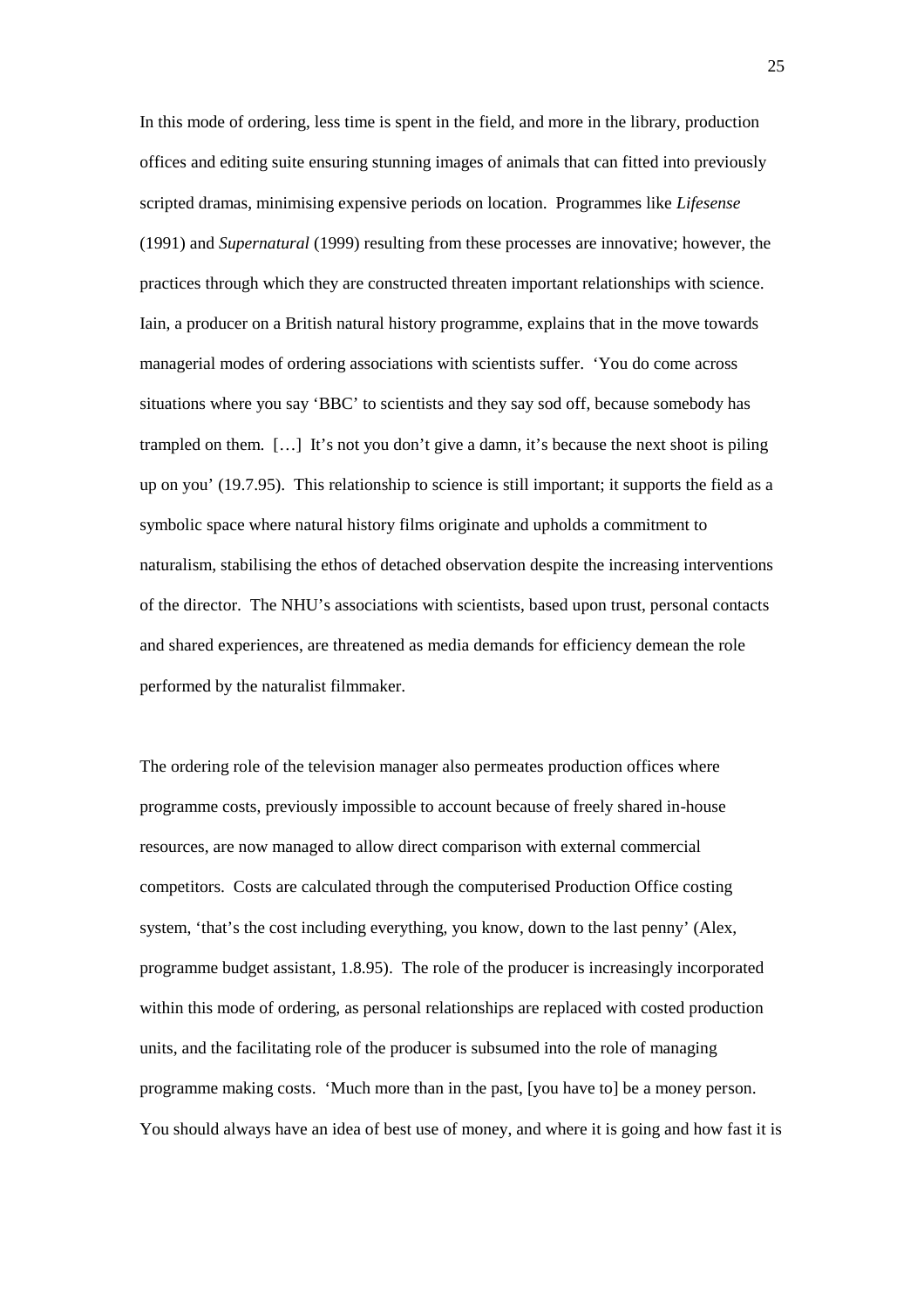In this mode of ordering, less time is spent in the field, and more in the library, production offices and editing suite ensuring stunning images of animals that can fitted into previously scripted dramas, minimising expensive periods on location. Programmes like *Lifesense* (1991) and *Supernatural* (1999) resulting from these processes are innovative; however, the practices through which they are constructed threaten important relationships with science. Iain, a producer on a British natural history programme, explains that in the move towards managerial modes of ordering associations with scientists suffer. 'You do come across situations where you say 'BBC' to scientists and they say sod off, because somebody has trampled on them. […] It's not you don't give a damn, it's because the next shoot is piling up on you' (19.7.95). This relationship to science is still important; it supports the field as a symbolic space where natural history films originate and upholds a commitment to naturalism, stabilising the ethos of detached observation despite the increasing interventions of the director. The NHU's associations with scientists, based upon trust, personal contacts and shared experiences, are threatened as media demands for efficiency demean the role performed by the naturalist filmmaker.

The ordering role of the television manager also permeates production offices where programme costs, previously impossible to account because of freely shared in-house resources, are now managed to allow direct comparison with external commercial competitors. Costs are calculated through the computerised Production Office costing system, 'that's the cost including everything, you know, down to the last penny' (Alex, programme budget assistant, 1.8.95). The role of the producer is increasingly incorporated within this mode of ordering, as personal relationships are replaced with costed production units, and the facilitating role of the producer is subsumed into the role of managing programme making costs. 'Much more than in the past, [you have to] be a money person. You should always have an idea of best use of money, and where it is going and how fast it is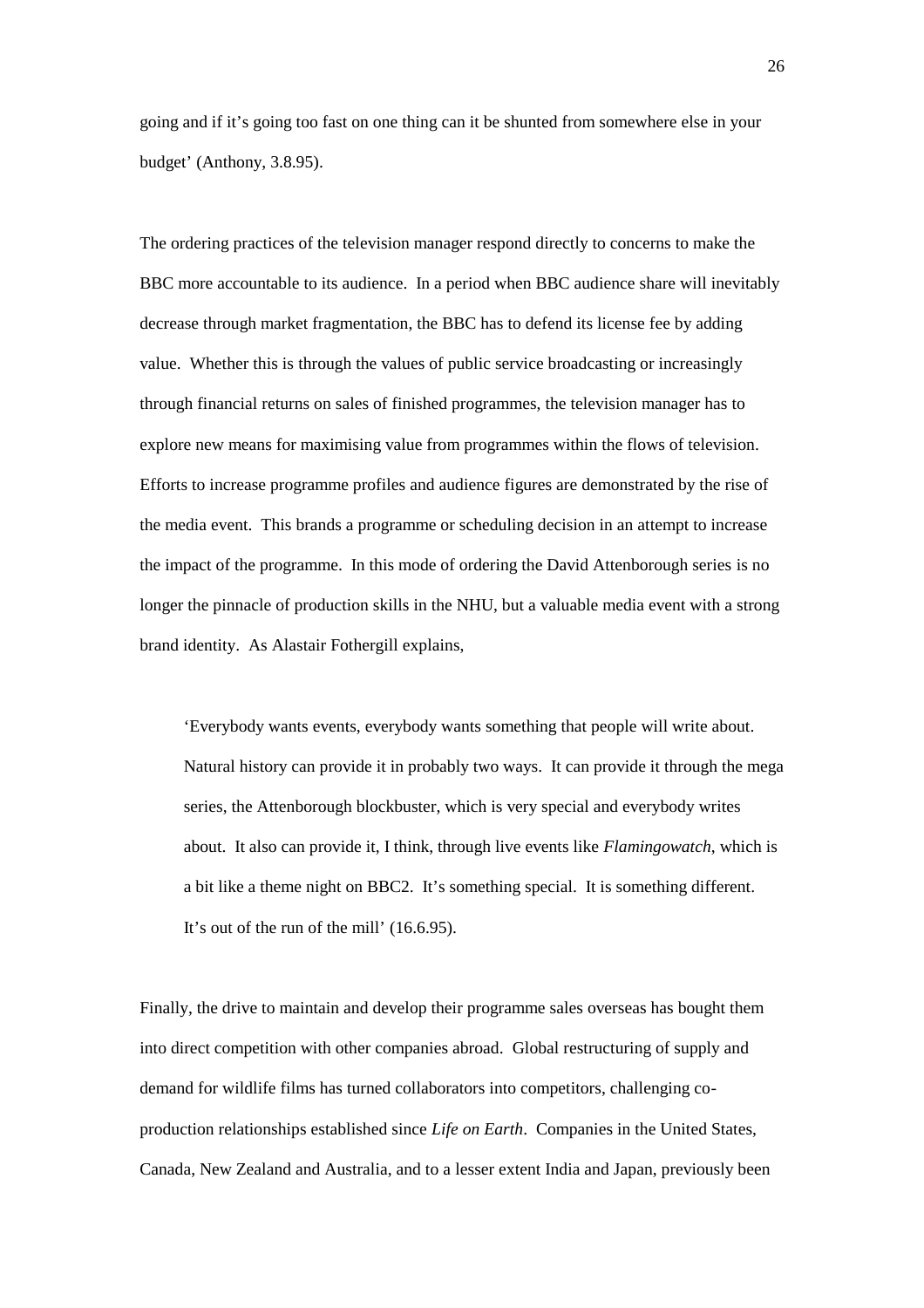going and if it's going too fast on one thing can it be shunted from somewhere else in your budget' (Anthony, 3.8.95).

The ordering practices of the television manager respond directly to concerns to make the BBC more accountable to its audience. In a period when BBC audience share will inevitably decrease through market fragmentation, the BBC has to defend its license fee by adding value. Whether this is through the values of public service broadcasting or increasingly through financial returns on sales of finished programmes, the television manager has to explore new means for maximising value from programmes within the flows of television. Efforts to increase programme profiles and audience figures are demonstrated by the rise of the media event. This brands a programme or scheduling decision in an attempt to increase the impact of the programme. In this mode of ordering the David Attenborough series is no longer the pinnacle of production skills in the NHU, but a valuable media event with a strong brand identity. As Alastair Fothergill explains,

> 'Everybody wants events, everybody wants something that people will write about. Natural history can provide it in probably two ways. It can provide it through the mega series, the Attenborough blockbuster, which is very special and everybody writes about. It also can provide it, I think, through live events like *Flamingowatch*, which is a bit like a theme night on BBC2. It's something special. It is something different. It's out of the run of the mill' (16.6.95).

Finally, the drive to maintain and develop their programme sales overseas has bought them into direct competition with other companies abroad. Global restructuring of supply and demand for wildlife films has turned collaborators into competitors, challenging co-production relationships established since *Life on Earth*. Companies in the United States, Canada, New Zealand and Australia, and to a lesser extent India and Japan, previously been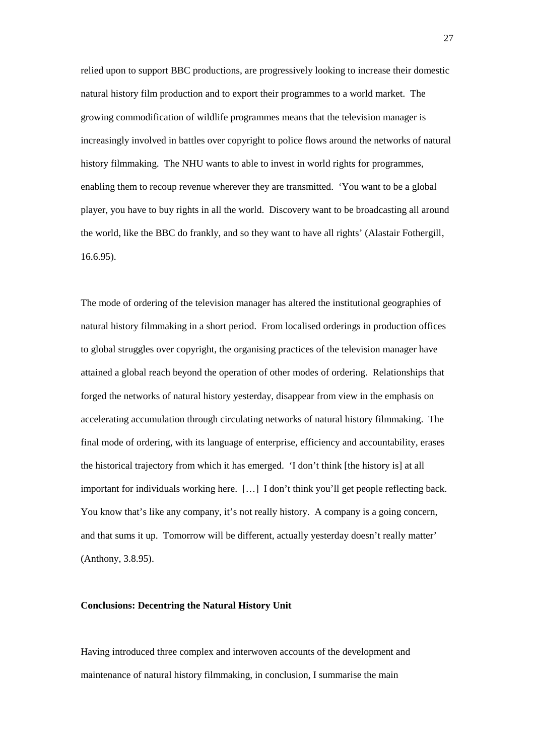relied upon to support BBC productions, are progressively looking to increase their domestic natural history film production and to export their programmes to a world market. The growing commodification of wildlife programmes means that the television manager is increasingly involved in battles over copyright to police flows around the networks of natural history filmmaking. The NHU wants to able to invest in world rights for programmes, enabling them to recoup revenue wherever they are transmitted. 'You want to be a global player, you have to buy rights in all the world. Discovery want to be broadcasting all around the world, like the BBC do frankly, and so they want to have all rights' (Alastair Fothergill, 16.6.95).

The mode of ordering of the television manager has altered the institutional geographies of natural history filmmaking in a short period. From localised orderings in production offices to global struggles over copyright, the organising practices of the television manager have attained a global reach beyond the operation of other modes of ordering. Relationships that forged the networks of natural history yesterday, disappear from view in the emphasis on accelerating accumulation through circulating networks of natural history filmmaking. The final mode of ordering, with its language of enterprise, efficiency and accountability, erases the historical trajectory from which it has emerged. 'I don't think [the history is] at all important for individuals working here. […] I don't think you'll get people reflecting back. You know that's like any company, it's not really history. A company is a going concern, and that sums it up. Tomorrow will be different, actually yesterday doesn't really matter' (Anthony, 3.8.95).

**Conclusions: Decentring the Natural History Unit**

Having introduced three complex and interwoven accounts of the development and maintenance of natural history filmmaking, in conclusion, I summarise the main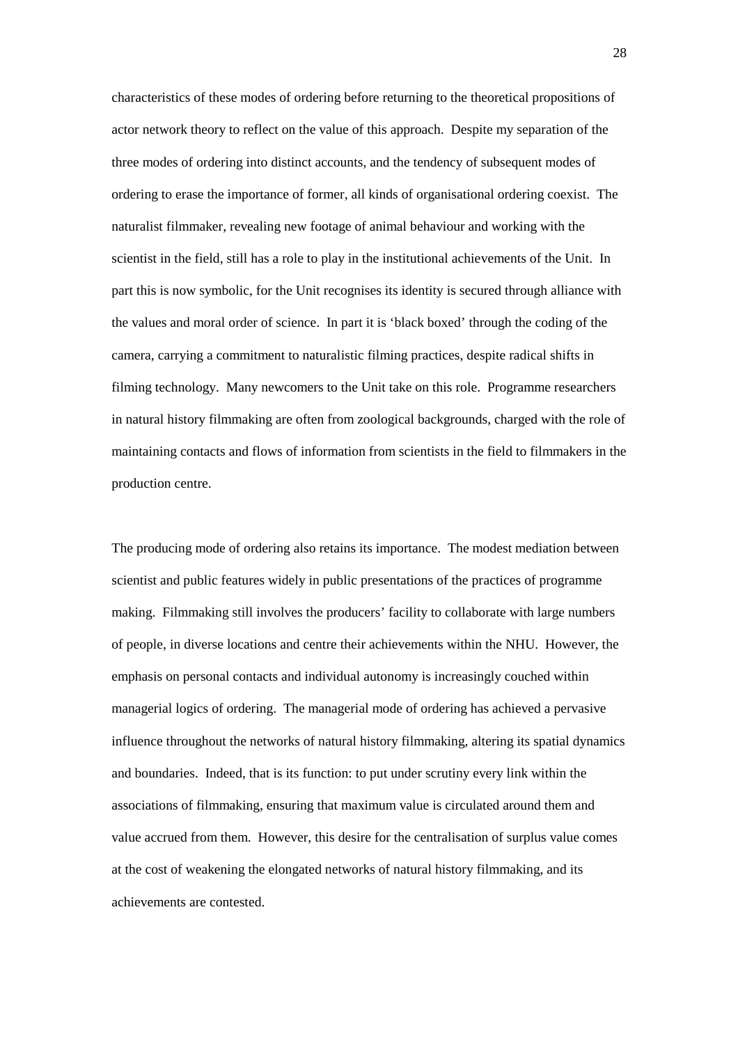characteristics of these modes of ordering before returning to the theoretical propositions of actor network theory to reflect on the value of this approach. Despite my separation of the three modes of ordering into distinct accounts, and the tendency of subsequent modes of ordering to erase the importance of former, all kinds of organisational ordering coexist. The naturalist filmmaker, revealing new footage of animal behaviour and working with the scientist in the field, still has a role to play in the institutional achievements of the Unit. In part this is now symbolic, for the Unit recognises its identity is secured through alliance with the values and moral order of science. In part it is 'black boxed' through the coding of the camera, carrying a commitment to naturalistic filming practices, despite radical shifts in filming technology. Many newcomers to the Unit take on this role. Programme researchers in natural history filmmaking are often from zoological backgrounds, charged with the role of maintaining contacts and flows of information from scientists in the field to filmmakers in the production centre.

The producing mode of ordering also retains its importance. The modest mediation between scientist and public features widely in public presentations of the practices of programme making. Filmmaking still involves the producers' facility to collaborate with large numbers of people, in diverse locations and centre their achievements within the NHU. However, the emphasis on personal contacts and individual autonomy is increasingly couched within managerial logics of ordering. The managerial mode of ordering has achieved a pervasive influence throughout the networks of natural history filmmaking, altering its spatial dynamics and boundaries. Indeed, that is its function: to put under scrutiny every link within the associations of filmmaking, ensuring that maximum value is circulated around them and value accrued from them. However, this desire for the centralisation of surplus value comes at the cost of weakening the elongated networks of natural history filmmaking, and its achievements are contested.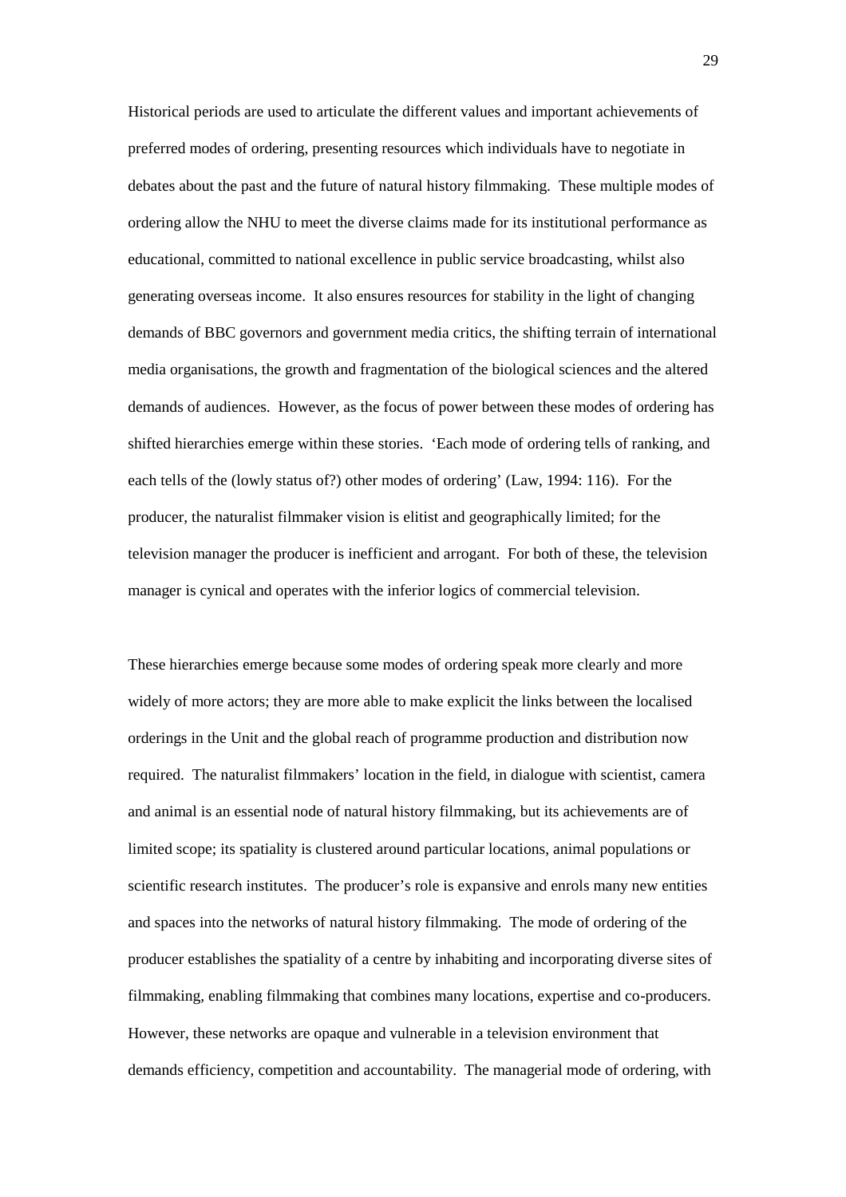Historical periods are used to articulate the different values and important achievements of preferred modes of ordering, presenting resources which individuals have to negotiate in debates about the past and the future of natural history filmmaking. These multiple modes of ordering allow the NHU to meet the diverse claims made for its institutional performance as educational, committed to national excellence in public service broadcasting, whilst also generating overseas income. It also ensures resources for stability in the light of changing demands of BBC governors and government media critics, the shifting terrain of international media organisations, the growth and fragmentation of the biological sciences and the altered demands of audiences. However, as the focus of power between these modes of ordering has shifted hierarchies emerge within these stories. 'Each mode of ordering tells of ranking, and each tells of the (lowly status of?) other modes of ordering' (Law, 1994: 116). For the producer, the naturalist filmmaker vision is elitist and geographically limited; for the television manager the producer is inefficient and arrogant. For both of these, the television manager is cynical and operates with the inferior logics of commercial television.

These hierarchies emerge because some modes of ordering speak more clearly and more widely of more actors; they are more able to make explicit the links between the localised orderings in the Unit and the global reach of programme production and distribution now required. The naturalist filmmakers' location in the field, in dialogue with scientist, camera and animal is an essential node of natural history filmmaking, but its achievements are of limited scope; its spatiality is clustered around particular locations, animal populations or scientific research institutes. The producer's role is expansive and enrols many new entities and spaces into the networks of natural history filmmaking. The mode of ordering of the producer establishes the spatiality of a centre by inhabiting and incorporating diverse sites of filmmaking, enabling filmmaking that combines many locations, expertise and co-producers. However, these networks are opaque and vulnerable in a television environment that demands efficiency, competition and accountability. The managerial mode of ordering, with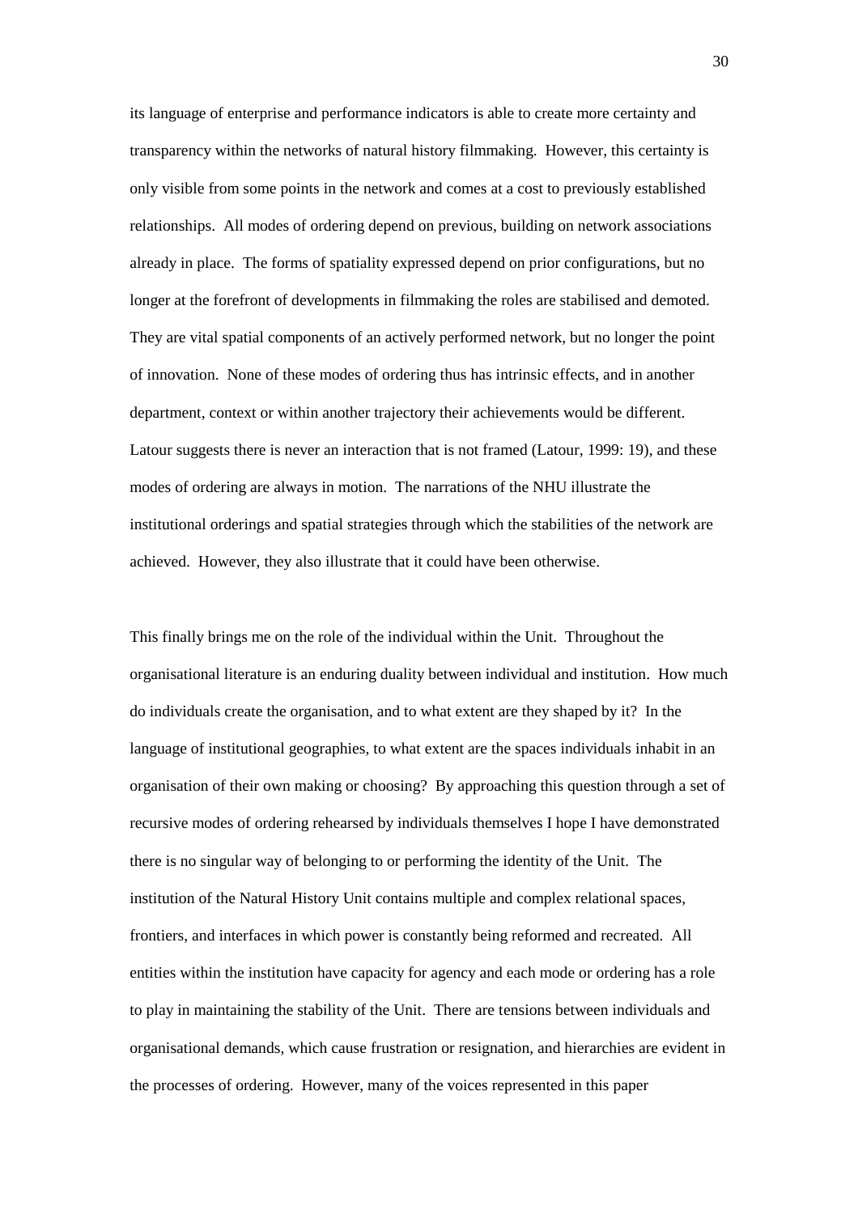its language of enterprise and performance indicators is able to create more certainty and transparency within the networks of natural history filmmaking. However, this certainty is only visible from some points in the network and comes at a cost to previously established relationships. All modes of ordering depend on previous, building on network associations already in place. The forms of spatiality expressed depend on prior configurations, but no longer at the forefront of developments in filmmaking the roles are stabilised and demoted. They are vital spatial components of an actively performed network, but no longer the point of innovation. None of these modes of ordering thus has intrinsic effects, and in another department, context or within another trajectory their achievements would be different. Latour suggests there is never an interaction that is not framed (Latour, 1999: 19), and these modes of ordering are always in motion. The narrations of the NHU illustrate the institutional orderings and spatial strategies through which the stabilities of the network are achieved. However, they also illustrate that it could have been otherwise.

This finally brings me on the role of the individual within the Unit. Throughout the organisational literature is an enduring duality between individual and institution. How much do individuals create the organisation, and to what extent are they shaped by it? In the language of institutional geographies, to what extent are the spaces individuals inhabit in an organisation of their own making or choosing? By approaching this question through a set of recursive modes of ordering rehearsed by individuals themselves I hope I have demonstrated there is no singular way of belonging to or performing the identity of the Unit. The institution of the Natural History Unit contains multiple and complex relational spaces, frontiers, and interfaces in which power is constantly being reformed and recreated. All entities within the institution have capacity for agency and each mode or ordering has a role to play in maintaining the stability of the Unit. There are tensions between individuals and organisational demands, which cause frustration or resignation, and hierarchies are evident in the processes of ordering. However, many of the voices represented in this paper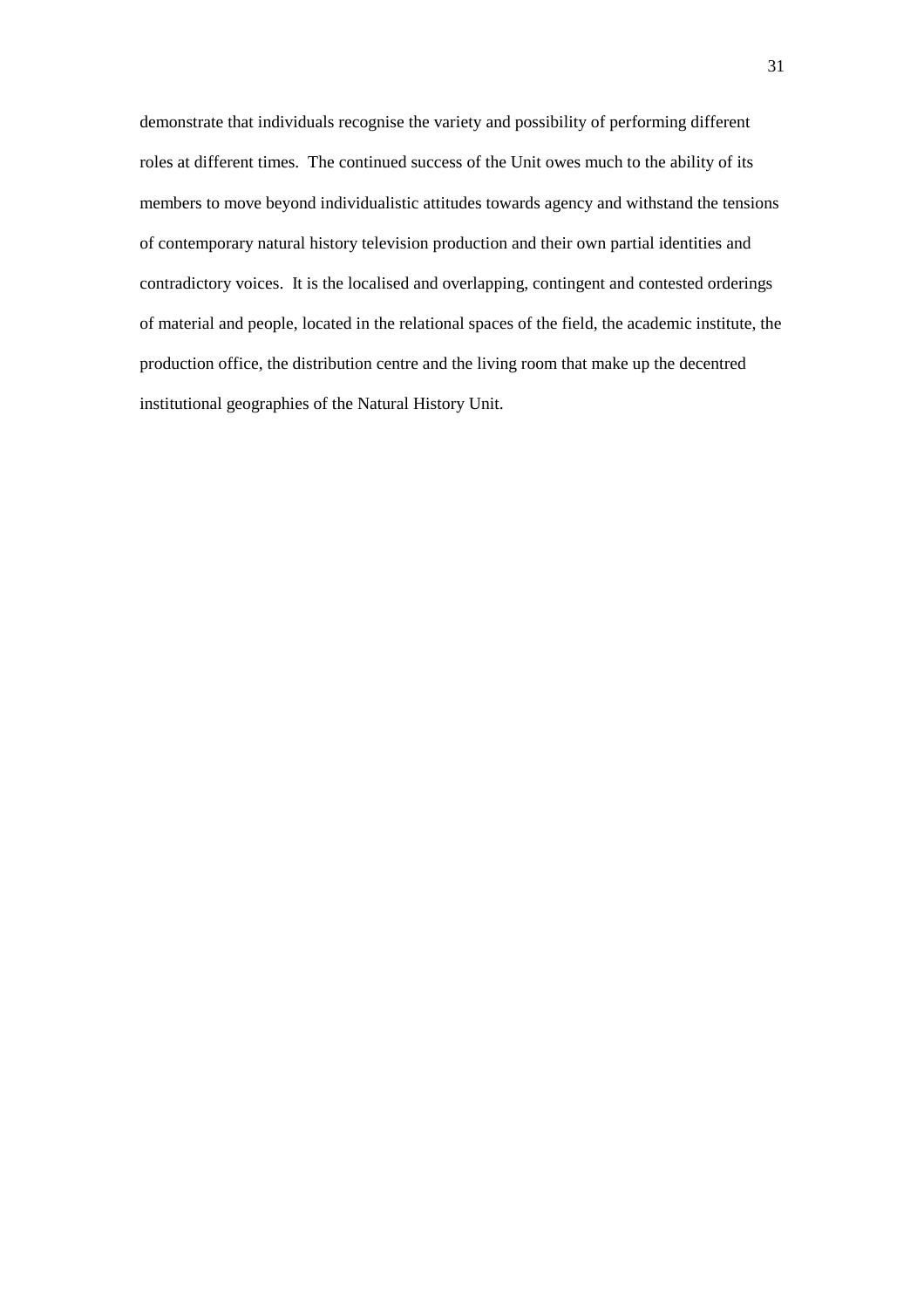demonstrate that individuals recognise the variety and possibility of performing different roles at different times. The continued success of the Unit owes much to the ability of its members to move beyond individualistic attitudes towards agency and withstand the tensions of contemporary natural history television production and their own partial identities and contradictory voices. It is the localised and overlapping, contingent and contested orderings of material and people, located in the relational spaces of the field, the academic institute, the production office, the distribution centre and the living room that make up the decentred institutional geographies of the Natural History Unit.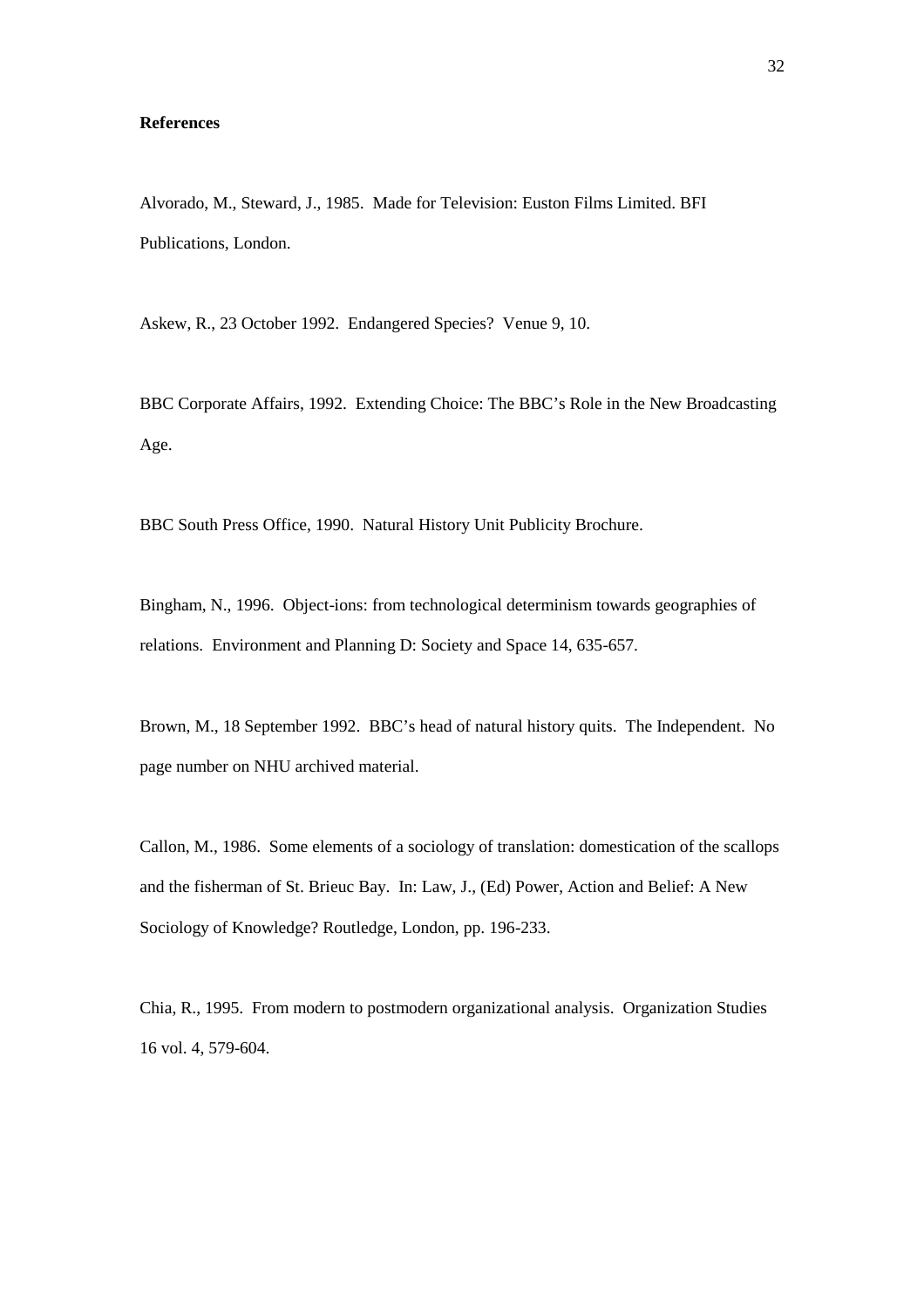**References**

Alvorado, M., Steward, J., 1985. Made for Television: Euston Films Limited. BFI Publications, London.

Askew, R., 23 October 1992. Endangered Species? Venue 9, 10.

BBC Corporate Affairs, 1992. Extending Choice: The BBC's Role in the New Broadcasting Age.

BBC South Press Office, 1990. Natural History Unit Publicity Brochure.

Bingham, N., 1996. Object-ions: from technological determinism towards geographies of relations. Environment and Planning D: Society and Space 14, 635-657.

Brown, M., 18 September 1992. BBC's head of natural history quits. The Independent. No page number on NHU archived material.

Callon, M., 1986. Some elements of a sociology of translation: domestication of the scallops and the fisherman of St. Brieuc Bay. In: Law, J., (Ed) Power, Action and Belief: A New Sociology of Knowledge? Routledge, London, pp. 196-233.

Chia, R., 1995. From modern to postmodern organizational analysis. Organization Studies 16 vol. 4, 579-604.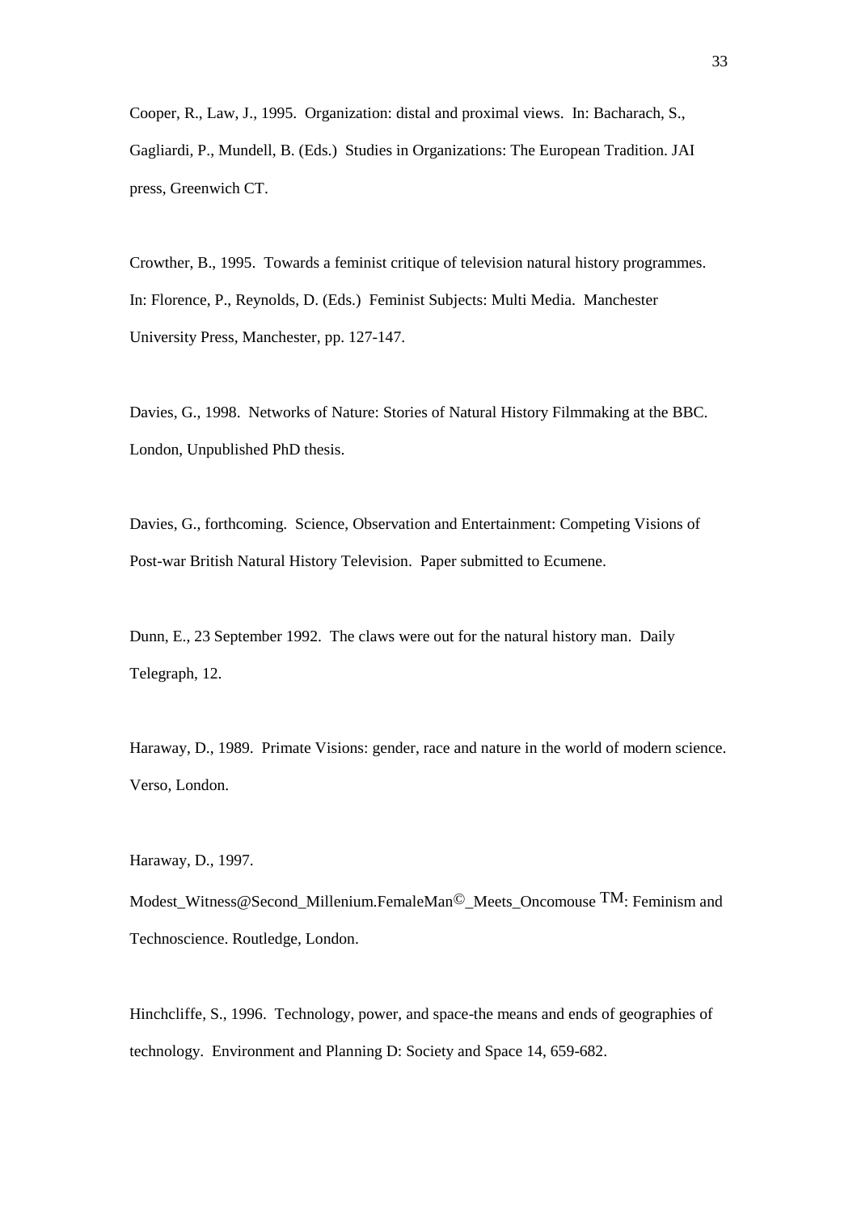Cooper, R., Law, J., 1995. Organization: distal and proximal views. In: Bacharach, S., Gagliardi, P., Mundell, B. (Eds.) Studies in Organizations: The European Tradition. JAI press, Greenwich CT.

Crowther, B., 1995. Towards a feminist critique of television natural history programmes. In: Florence, P., Reynolds, D. (Eds.) Feminist Subjects: Multi Media. Manchester University Press, Manchester, pp. 127-147.

Davies, G., 1998. Networks of Nature: Stories of Natural History Filmmaking at the BBC. London, Unpublished PhD thesis.

Davies, G., forthcoming. Science, Observation and Entertainment: Competing Visions of Post-war British Natural History Television. Paper submitted to Ecumene.

Dunn, E., 23 September 1992. The claws were out for the natural history man. Daily Telegraph, 12.

Haraway, D., 1989. Primate Visions: gender, race and nature in the world of modern science. Verso, London.

Haraway, D., 1997. Modest_Witness@Second_Millenium.FemaleMan©_Meets_Oncomouse ™: Feminism and Technoscience. Routledge, London.

Hinchcliffe, S., 1996. Technology, power, and space-the means and ends of geographies of technology. Environment and Planning D: Society and Space 14, 659-682.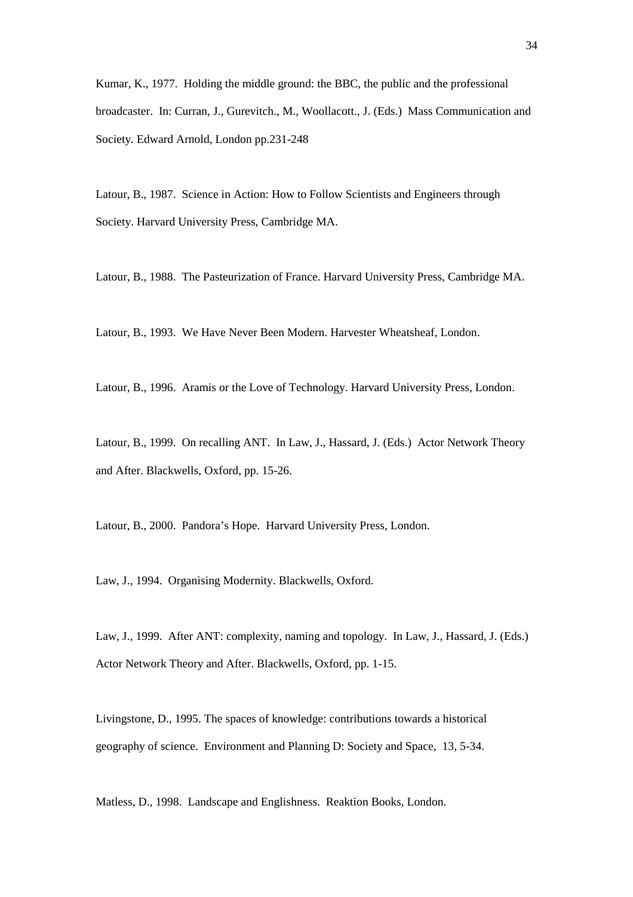Kumar, K., 1977. Holding the middle ground: the BBC, the public and the professional broadcaster. In: Curran, J., Gurevitch., M., Woollacott., J. (Eds.) Mass Communication and Society. Edward Arnold, London pp.231-248

Latour, B., 1987. Science in Action: How to Follow Scientists and Engineers through Society. Harvard University Press, Cambridge MA.

Latour, B., 1988. The Pasteurization of France. Harvard University Press, Cambridge MA.

Latour, B., 1993. We Have Never Been Modern. Harvester Wheatsheaf, London.

Latour, B., 1996. Aramis or the Love of Technology. Harvard University Press, London.

Latour, B., 1999. On recalling ANT. In Law, J., Hassard, J. (Eds.) Actor Network Theory and After. Blackwells, Oxford, pp. 15-26.

Latour, B., 2000. Pandora's Hope. Harvard University Press, London.

Law, J., 1994. Organising Modernity. Blackwells, Oxford.

Law, J., 1999. After ANT: complexity, naming and topology. In Law, J., Hassard, J. (Eds.) Actor Network Theory and After. Blackwells, Oxford, pp. 1-15.

Livingstone, D., 1995. The spaces of knowledge: contributions towards a historical geography of science. Environment and Planning D: Society and Space, 13, 5-34.

Matless, D., 1998. Landscape and Englishness. Reaktion Books, London.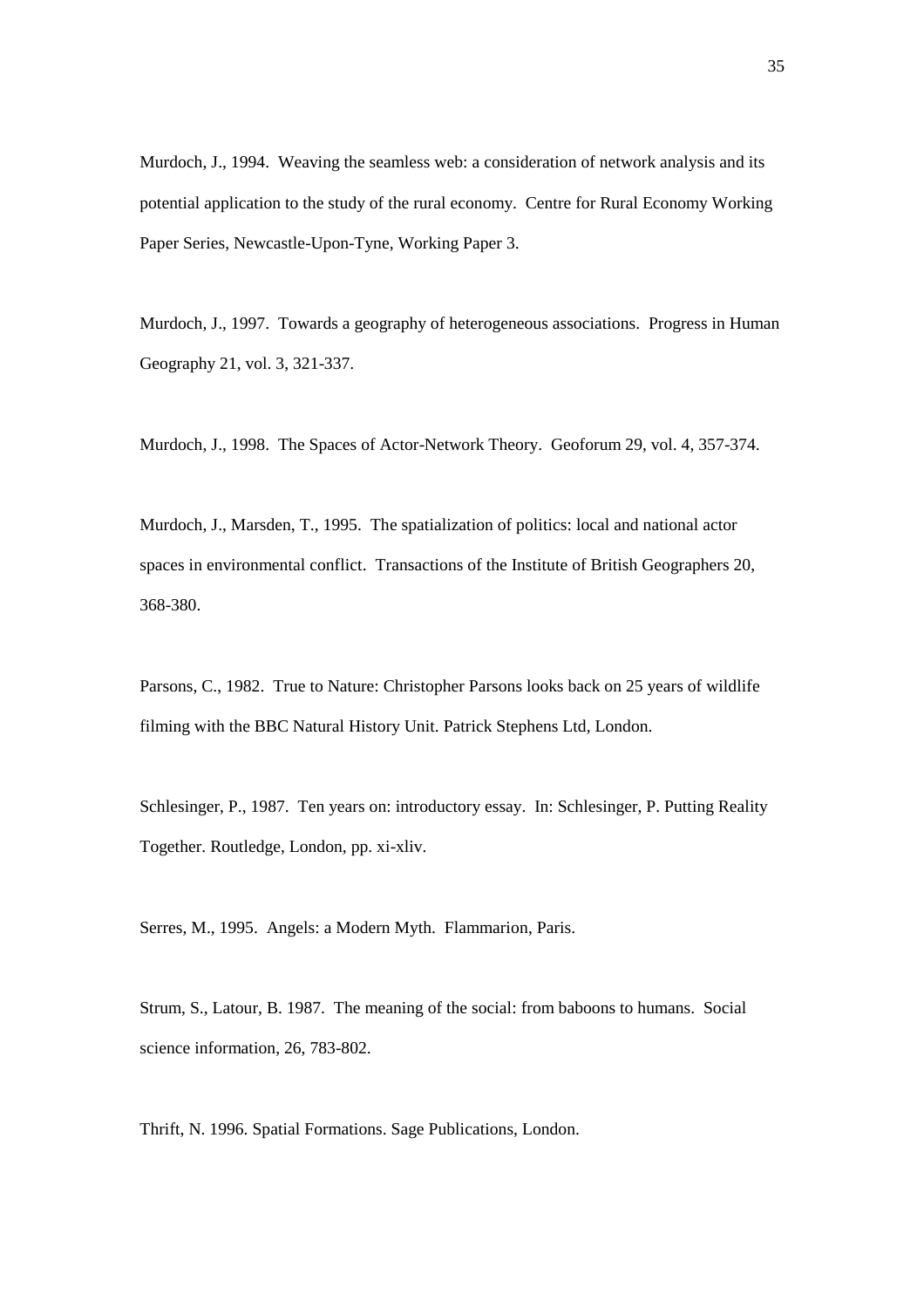Murdoch, J., 1994. Weaving the seamless web: a consideration of network analysis and its potential application to the study of the rural economy. Centre for Rural Economy Working Paper Series, Newcastle-Upon-Tyne, Working Paper 3.

Murdoch, J., 1997. Towards a geography of heterogeneous associations. Progress in Human Geography 21, vol. 3, 321-337.

Murdoch, J., 1998. The Spaces of Actor-Network Theory. Geoforum 29, vol. 4, 357-374.

Murdoch, J., Marsden, T., 1995. The spatialization of politics: local and national actor spaces in environmental conflict. Transactions of the Institute of British Geographers 20, 368-380.

Parsons, C., 1982. True to Nature: Christopher Parsons looks back on 25 years of wildlife filming with the BBC Natural History Unit. Patrick Stephens Ltd, London.

Schlesinger, P., 1987. Ten years on: introductory essay. In: Schlesinger, P. Putting Reality Together. Routledge, London, pp. xi-xliv.

Serres, M., 1995. Angels: a Modern Myth. Flammarion, Paris.

Strum, S., Latour, B. 1987. The meaning of the social: from baboons to humans. Social science information, 26, 783-802.

Thrift, N. 1996. Spatial Formations. Sage Publications, London.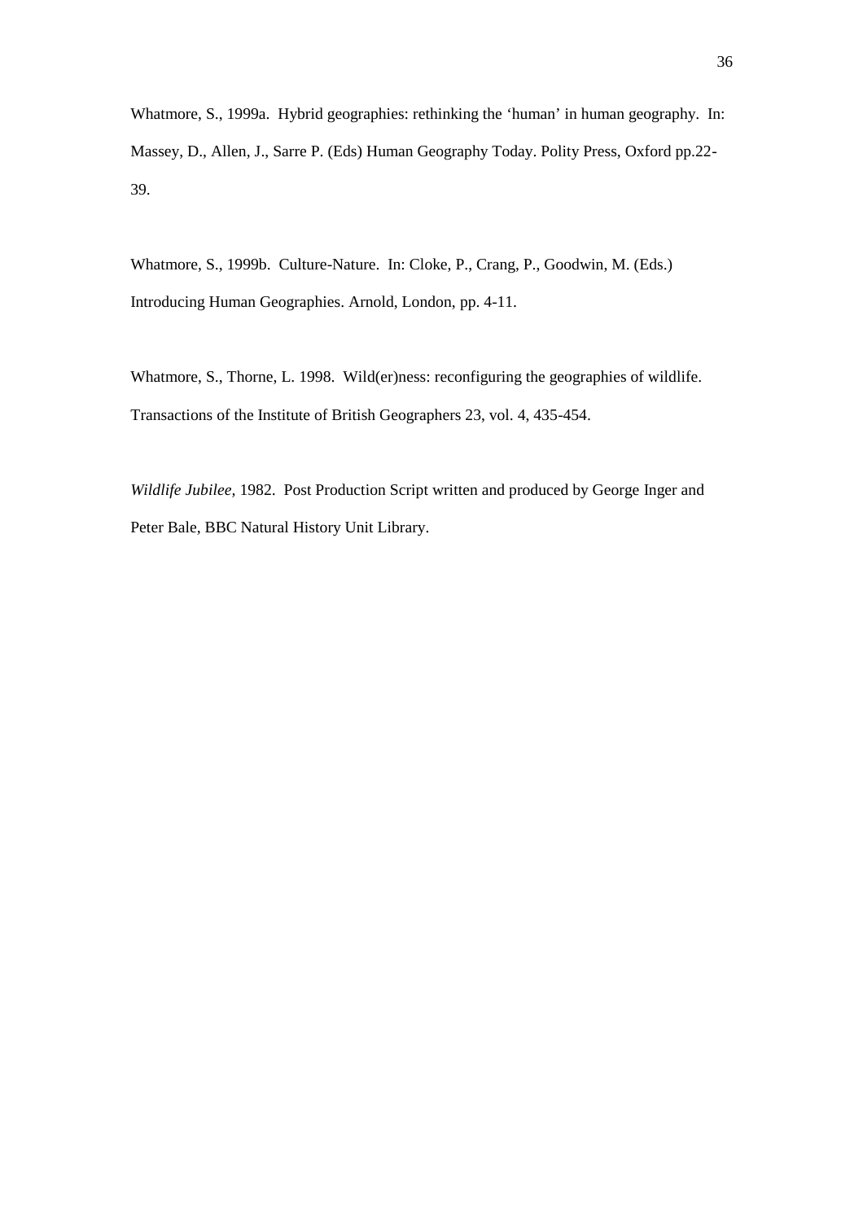Whatmore, S., 1999a. Hybrid geographies: rethinking the 'human' in human geography. In: Massey, D., Allen, J., Sarre P. (Eds) Human Geography Today. Polity Press, Oxford pp.22-39.

Whatmore, S., 1999b. Culture-Nature. In: Cloke, P., Crang, P., Goodwin, M. (Eds.) Introducing Human Geographies. Arnold, London, pp. 4-11.

Whatmore, S., Thorne, L. 1998. Wild(er)ness: reconfiguring the geographies of wildlife. Transactions of the Institute of British Geographers 23, vol. 4, 435-454.

*Wildlife Jubilee,* 1982. Post Production Script written and produced by George Inger and Peter Bale, BBC Natural History Unit Library.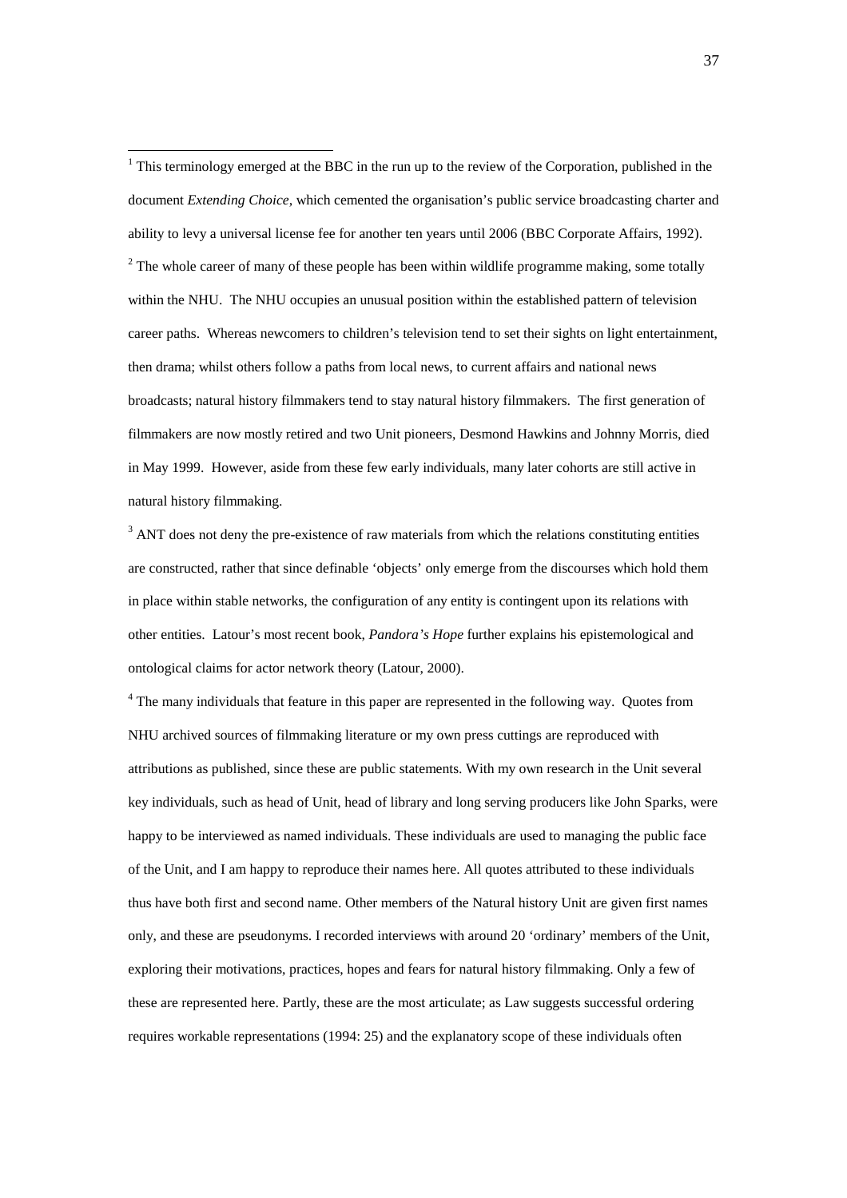[1] This terminology emerged at the BBC in the run up to the review of the Corporation, published in the document *Extending Choice*, which cemented the organisation's public service broadcasting charter and ability to levy a universal license fee for another ten years until 2006 (BBC Corporate Affairs, 1992).

[2] The whole career of many of these people has been within wildlife programme making, some totally within the NHU. The NHU occupies an unusual position within the established pattern of television career paths. Whereas newcomers to children's television tend to set their sights on light entertainment, then drama; whilst others follow a paths from local news, to current affairs and national news broadcasts; natural history filmmakers tend to stay natural history filmmakers. The first generation of filmmakers are now mostly retired and two Unit pioneers, Desmond Hawkins and Johnny Morris, died in May 1999. However, aside from these few early individuals, many later cohorts are still active in natural history filmmaking.

[3] ANT does not deny the pre-existence of raw materials from which the relations constituting entities are constructed, rather that since definable 'objects' only emerge from the discourses which hold them in place within stable networks, the configuration of any entity is contingent upon its relations with other entities. Latour's most recent book, *Pandora's Hope* further explains his epistemological and ontological claims for actor network theory (Latour, 2000).

[4] The many individuals that feature in this paper are represented in the following way. Quotes from NHU archived sources of filmmaking literature or my own press cuttings are reproduced with attributions as published, since these are public statements. With my own research in the Unit several key individuals, such as head of Unit, head of library and long serving producers like John Sparks, were happy to be interviewed as named individuals. These individuals are used to managing the public face of the Unit, and I am happy to reproduce their names here. All quotes attributed to these individuals thus have both first and second name. Other members of the Natural history Unit are given first names only, and these are pseudonyms. I recorded interviews with around 20 'ordinary' members of the Unit, exploring their motivations, practices, hopes and fears for natural history filmmaking. Only a few of these are represented here. Partly, these are the most articulate; as Law suggests successful ordering requires workable representations (1994: 25) and the explanatory scope of these individuals often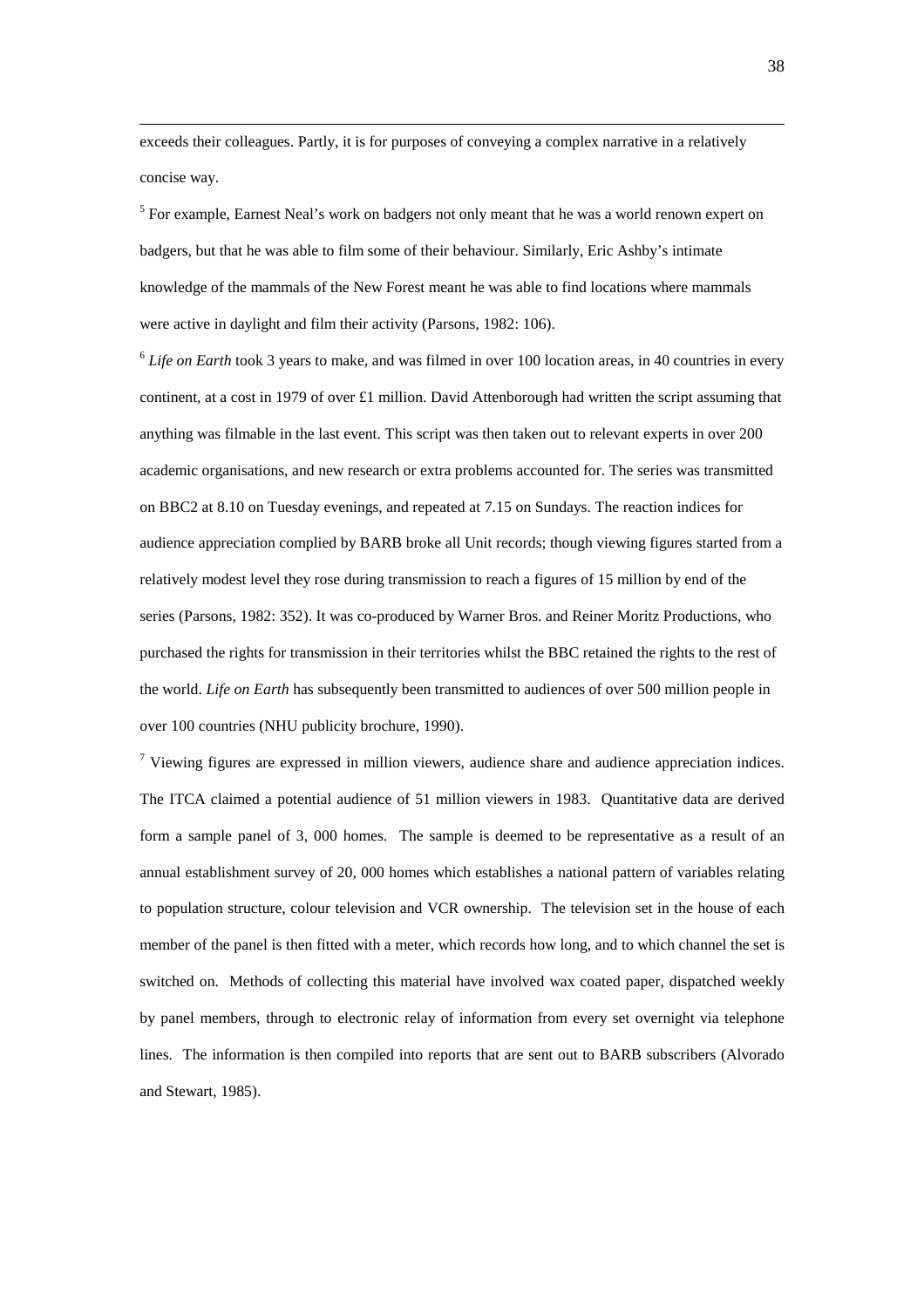exceeds their colleagues. Partly, it is for purposes of conveying a complex narrative in a relatively concise way.

[5] For example, Earnest Neal's work on badgers not only meant that he was a world renown expert on badgers, but that he was able to film some of their behaviour. Similarly, Eric Ashby's intimate knowledge of the mammals of the New Forest meant he was able to find locations where mammals were active in daylight and film their activity (Parsons, 1982: 106).

[6] *Life on Earth* took 3 years to make, and was filmed in over 100 location areas, in 40 countries in every continent, at a cost in 1979 of over £1 million. David Attenborough had written the script assuming that anything was filmable in the last event. This script was then taken out to relevant experts in over 200 academic organisations, and new research or extra problems accounted for. The series was transmitted on BBC2 at 8.10 on Tuesday evenings, and repeated at 7.15 on Sundays. The reaction indices for audience appreciation complied by BARB broke all Unit records; though viewing figures started from a relatively modest level they rose during transmission to reach a figures of 15 million by end of the series (Parsons, 1982: 352). It was co-produced by Warner Bros. and Reiner Moritz Productions, who purchased the rights for transmission in their territories whilst the BBC retained the rights to the rest of the world. *Life on Earth* has subsequently been transmitted to audiences of over 500 million people in over 100 countries (NHU publicity brochure, 1990).

[7] Viewing figures are expressed in million viewers, audience share and audience appreciation indices. The ITCA claimed a potential audience of 51 million viewers in 1983. Quantitative data are derived form a sample panel of 3, 000 homes. The sample is deemed to be representative as a result of an annual establishment survey of 20, 000 homes which establishes a national pattern of variables relating to population structure, colour television and VCR ownership. The television set in the house of each member of the panel is then fitted with a meter, which records how long, and to which channel the set is switched on. Methods of collecting this material have involved wax coated paper, dispatched weekly by panel members, through to electronic relay of information from every set overnight via telephone lines. The information is then compiled into reports that are sent out to BARB subscribers (Alvorado and Stewart, 1985).